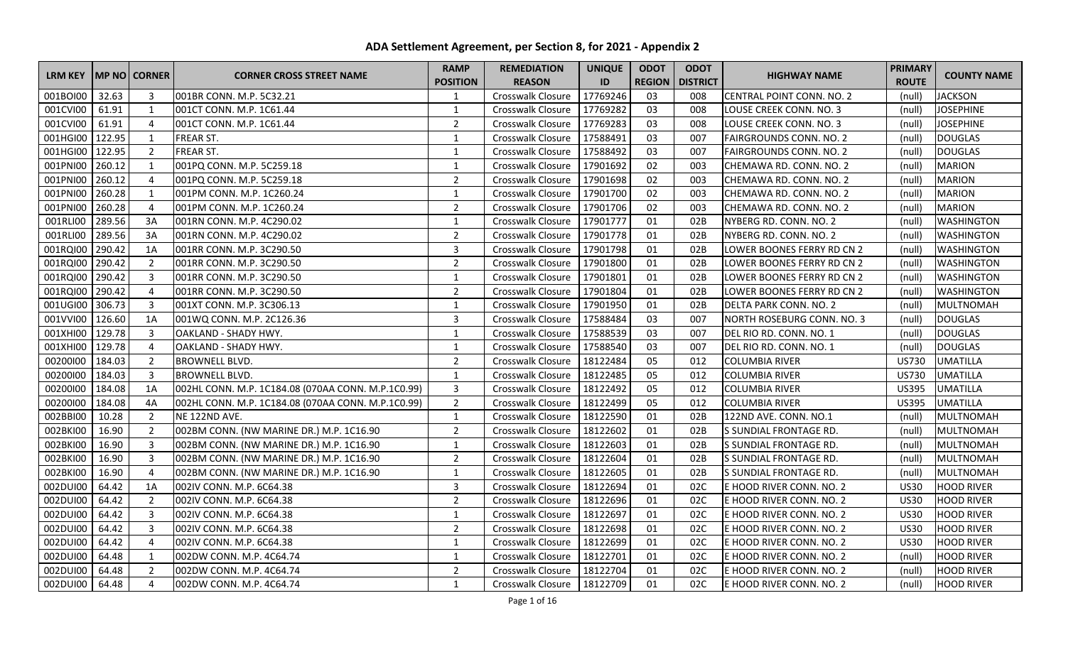# ADA Settlement Agreement, per Section 8, for 2021 - Appendix 2

| LRM KEY | MP NO | CORNER | CORNER CROSS STREET NAME | RAMP POSITION | REMEDIATION REASON | UNIQUE ID | ODOT REGION | ODOT DISTRICT | HIGHWAY NAME | PRIMARY ROUTE | COUNTY NAME |
|---|---|---|---|---|---|---|---|---|---|---|---|
| 001BOI00 | 32.63 | 3 | 001BR CONN. M.P. 5C32.21 | 1 | Crosswalk Closure | 17769246 | 03 | 008 | CENTRAL POINT CONN. NO. 2 | (null) | JACKSON |
| 001CVI00 | 61.91 | 1 | 001CT CONN. M.P. 1C61.44 | 1 | Crosswalk Closure | 17769282 | 03 | 008 | LOUSE CREEK CONN. NO. 3 | (null) | JOSEPHINE |
| 001CVI00 | 61.91 | 4 | 001CT CONN. M.P. 1C61.44 | 2 | Crosswalk Closure | 17769283 | 03 | 008 | LOUSE CREEK CONN. NO. 3 | (null) | JOSEPHINE |
| 001HGI00 | 122.95 | 1 | FREAR ST. | 1 | Crosswalk Closure | 17588491 | 03 | 007 | FAIRGROUNDS CONN. NO. 2 | (null) | DOUGLAS |
| 001HGI00 | 122.95 | 2 | FREAR ST. | 1 | Crosswalk Closure | 17588492 | 03 | 007 | FAIRGROUNDS CONN. NO. 2 | (null) | DOUGLAS |
| 001PNI00 | 260.12 | 1 | 001PQ CONN. M.P. 5C259.18 | 1 | Crosswalk Closure | 17901692 | 02 | 003 | CHEMAWA RD. CONN. NO. 2 | (null) | MARION |
| 001PNI00 | 260.12 | 4 | 001PQ CONN. M.P. 5C259.18 | 2 | Crosswalk Closure | 17901698 | 02 | 003 | CHEMAWA RD. CONN. NO. 2 | (null) | MARION |
| 001PNI00 | 260.28 | 1 | 001PM CONN. M.P. 1C260.24 | 1 | Crosswalk Closure | 17901700 | 02 | 003 | CHEMAWA RD. CONN. NO. 2 | (null) | MARION |
| 001PNI00 | 260.28 | 4 | 001PM CONN. M.P. 1C260.24 | 2 | Crosswalk Closure | 17901706 | 02 | 003 | CHEMAWA RD. CONN. NO. 2 | (null) | MARION |
| 001RLI00 | 289.56 | 3A | 001RN CONN. M.P. 4C290.02 | 1 | Crosswalk Closure | 17901777 | 01 | 02B | NYBERG RD. CONN. NO. 2 | (null) | WASHINGTON |
| 001RLI00 | 289.56 | 3A | 001RN CONN. M.P. 4C290.02 | 2 | Crosswalk Closure | 17901778 | 01 | 02B | NYBERG RD. CONN. NO. 2 | (null) | WASHINGTON |
| 001RQI00 | 290.42 | 1A | 001RR CONN. M.P. 3C290.50 | 3 | Crosswalk Closure | 17901798 | 01 | 02B | LOWER BOONES FERRY RD CN 2 | (null) | WASHINGTON |
| 001RQI00 | 290.42 | 2 | 001RR CONN. M.P. 3C290.50 | 2 | Crosswalk Closure | 17901800 | 01 | 02B | LOWER BOONES FERRY RD CN 2 | (null) | WASHINGTON |
| 001RQI00 | 290.42 | 3 | 001RR CONN. M.P. 3C290.50 | 1 | Crosswalk Closure | 17901801 | 01 | 02B | LOWER BOONES FERRY RD CN 2 | (null) | WASHINGTON |
| 001RQI00 | 290.42 | 4 | 001RR CONN. M.P. 3C290.50 | 2 | Crosswalk Closure | 17901804 | 01 | 02B | LOWER BOONES FERRY RD CN 2 | (null) | WASHINGTON |
| 001UGI00 | 306.73 | 3 | 001XT CONN. M.P. 3C306.13 | 1 | Crosswalk Closure | 17901950 | 01 | 02B | DELTA PARK CONN. NO. 2 | (null) | MULTNOMAH |
| 001VVI00 | 126.60 | 1A | 001WQ CONN. M.P. 2C126.36 | 3 | Crosswalk Closure | 17588484 | 03 | 007 | NORTH ROSEBURG CONN. NO. 3 | (null) | DOUGLAS |
| 001XHI00 | 129.78 | 3 | OAKLAND - SHADY HWY. | 1 | Crosswalk Closure | 17588539 | 03 | 007 | DEL RIO RD. CONN. NO. 1 | (null) | DOUGLAS |
| 001XHI00 | 129.78 | 4 | OAKLAND - SHADY HWY. | 1 | Crosswalk Closure | 17588540 | 03 | 007 | DEL RIO RD. CONN. NO. 1 | (null) | DOUGLAS |
| 00200I00 | 184.03 | 2 | BROWNELL BLVD. | 2 | Crosswalk Closure | 18122484 | 05 | 012 | COLUMBIA RIVER | US730 | UMATILLA |
| 00200I00 | 184.03 | 3 | BROWNELL BLVD. | 1 | Crosswalk Closure | 18122485 | 05 | 012 | COLUMBIA RIVER | US730 | UMATILLA |
| 00200I00 | 184.08 | 1A | 002HL CONN. M.P. 1C184.08 (070AA CONN. M.P.1C0.99) | 3 | Crosswalk Closure | 18122492 | 05 | 012 | COLUMBIA RIVER | US395 | UMATILLA |
| 00200I00 | 184.08 | 4A | 002HL CONN. M.P. 1C184.08 (070AA CONN. M.P.1C0.99) | 2 | Crosswalk Closure | 18122499 | 05 | 012 | COLUMBIA RIVER | US395 | UMATILLA |
| 002BBI00 | 10.28 | 2 | NE 122ND AVE. | 1 | Crosswalk Closure | 18122590 | 01 | 02B | 122ND AVE. CONN. NO.1 | (null) | MULTNOMAH |
| 002BKI00 | 16.90 | 2 | 002BM CONN. (NW MARINE DR.) M.P. 1C16.90 | 2 | Crosswalk Closure | 18122602 | 01 | 02B | S SUNDIAL FRONTAGE RD. | (null) | MULTNOMAH |
| 002BKI00 | 16.90 | 3 | 002BM CONN. (NW MARINE DR.) M.P. 1C16.90 | 1 | Crosswalk Closure | 18122603 | 01 | 02B | S SUNDIAL FRONTAGE RD. | (null) | MULTNOMAH |
| 002BKI00 | 16.90 | 3 | 002BM CONN. (NW MARINE DR.) M.P. 1C16.90 | 2 | Crosswalk Closure | 18122604 | 01 | 02B | S SUNDIAL FRONTAGE RD. | (null) | MULTNOMAH |
| 002BKI00 | 16.90 | 4 | 002BM CONN. (NW MARINE DR.) M.P. 1C16.90 | 1 | Crosswalk Closure | 18122605 | 01 | 02B | S SUNDIAL FRONTAGE RD. | (null) | MULTNOMAH |
| 002DUI00 | 64.42 | 1A | 002IV CONN. M.P. 6C64.38 | 3 | Crosswalk Closure | 18122694 | 01 | 02C | E HOOD RIVER CONN. NO. 2 | US30 | HOOD RIVER |
| 002DUI00 | 64.42 | 2 | 002IV CONN. M.P. 6C64.38 | 2 | Crosswalk Closure | 18122696 | 01 | 02C | E HOOD RIVER CONN. NO. 2 | US30 | HOOD RIVER |
| 002DUI00 | 64.42 | 3 | 002IV CONN. M.P. 6C64.38 | 1 | Crosswalk Closure | 18122697 | 01 | 02C | E HOOD RIVER CONN. NO. 2 | US30 | HOOD RIVER |
| 002DUI00 | 64.42 | 3 | 002IV CONN. M.P. 6C64.38 | 2 | Crosswalk Closure | 18122698 | 01 | 02C | E HOOD RIVER CONN. NO. 2 | US30 | HOOD RIVER |
| 002DUI00 | 64.42 | 4 | 002IV CONN. M.P. 6C64.38 | 1 | Crosswalk Closure | 18122699 | 01 | 02C | E HOOD RIVER CONN. NO. 2 | US30 | HOOD RIVER |
| 002DUI00 | 64.48 | 1 | 002DW CONN. M.P. 4C64.74 | 1 | Crosswalk Closure | 18122701 | 01 | 02C | E HOOD RIVER CONN. NO. 2 | (null) | HOOD RIVER |
| 002DUI00 | 64.48 | 2 | 002DW CONN. M.P. 4C64.74 | 2 | Crosswalk Closure | 18122704 | 01 | 02C | E HOOD RIVER CONN. NO. 2 | (null) | HOOD RIVER |
| 002DUI00 | 64.48 | 4 | 002DW CONN. M.P. 4C64.74 | 1 | Crosswalk Closure | 18122709 | 01 | 02C | E HOOD RIVER CONN. NO. 2 | (null) | HOOD RIVER |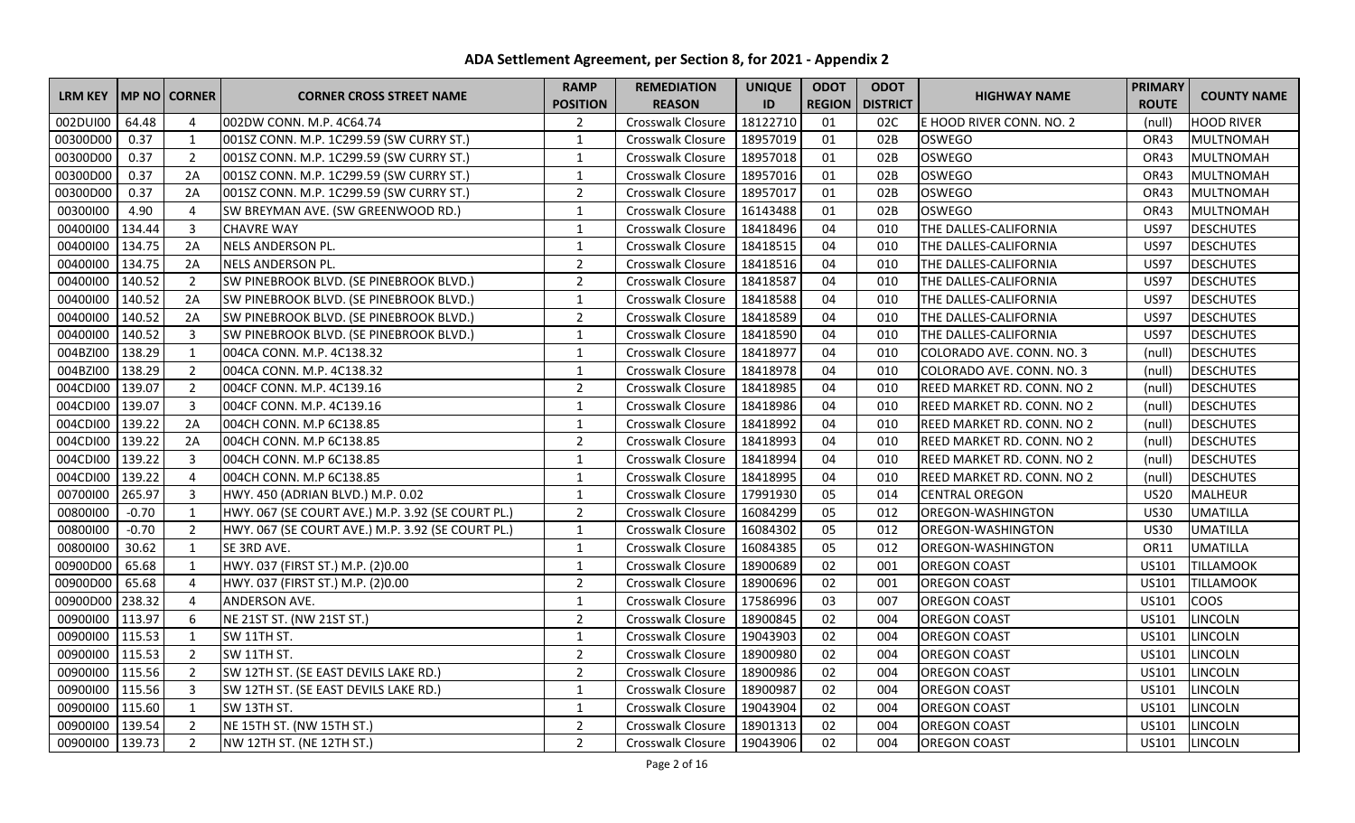# ADA Settlement Agreement, per Section 8, for 2021 - Appendix 2

| LRM KEY | MP NO | CORNER | CORNER CROSS STREET NAME | RAMP POSITION | REMEDIATION REASON | UNIQUE ID | ODOT REGION | ODOT DISTRICT | HIGHWAY NAME | PRIMARY ROUTE | COUNTY NAME |
|---|---|---|---|---|---|---|---|---|---|---|---|
| 002DUI00 | 64.48 | 4 | 002DW CONN. M.P. 4C64.74 | 2 | Crosswalk Closure | 18122710 | 01 | 02C | E HOOD RIVER CONN. NO. 2 | (null) | HOOD RIVER |
| 00300D00 | 0.37 | 1 | 001SZ CONN. M.P. 1C299.59 (SW CURRY ST.) | 1 | Crosswalk Closure | 18957019 | 01 | 02B | OSWEGO | OR43 | MULTNOMAH |
| 00300D00 | 0.37 | 2 | 001SZ CONN. M.P. 1C299.59 (SW CURRY ST.) | 1 | Crosswalk Closure | 18957018 | 01 | 02B | OSWEGO | OR43 | MULTNOMAH |
| 00300D00 | 0.37 | 2A | 001SZ CONN. M.P. 1C299.59 (SW CURRY ST.) | 1 | Crosswalk Closure | 18957016 | 01 | 02B | OSWEGO | OR43 | MULTNOMAH |
| 00300D00 | 0.37 | 2A | 001SZ CONN. M.P. 1C299.59 (SW CURRY ST.) | 2 | Crosswalk Closure | 18957017 | 01 | 02B | OSWEGO | OR43 | MULTNOMAH |
| 00300I00 | 4.90 | 4 | SW BREYMAN AVE. (SW GREENWOOD RD.) | 1 | Crosswalk Closure | 16143488 | 01 | 02B | OSWEGO | OR43 | MULTNOMAH |
| 00400I00 | 134.44 | 3 | CHAVRE WAY | 1 | Crosswalk Closure | 18418496 | 04 | 010 | THE DALLES-CALIFORNIA | US97 | DESCHUTES |
| 00400I00 | 134.75 | 2A | NELS ANDERSON PL. | 1 | Crosswalk Closure | 18418515 | 04 | 010 | THE DALLES-CALIFORNIA | US97 | DESCHUTES |
| 00400I00 | 134.75 | 2A | NELS ANDERSON PL. | 2 | Crosswalk Closure | 18418516 | 04 | 010 | THE DALLES-CALIFORNIA | US97 | DESCHUTES |
| 00400I00 | 140.52 | 2 | SW PINEBROOK BLVD. (SE PINEBROOK BLVD.) | 2 | Crosswalk Closure | 18418587 | 04 | 010 | THE DALLES-CALIFORNIA | US97 | DESCHUTES |
| 00400I00 | 140.52 | 2A | SW PINEBROOK BLVD. (SE PINEBROOK BLVD.) | 1 | Crosswalk Closure | 18418588 | 04 | 010 | THE DALLES-CALIFORNIA | US97 | DESCHUTES |
| 00400I00 | 140.52 | 2A | SW PINEBROOK BLVD. (SE PINEBROOK BLVD.) | 2 | Crosswalk Closure | 18418589 | 04 | 010 | THE DALLES-CALIFORNIA | US97 | DESCHUTES |
| 00400I00 | 140.52 | 3 | SW PINEBROOK BLVD. (SE PINEBROOK BLVD.) | 1 | Crosswalk Closure | 18418590 | 04 | 010 | THE DALLES-CALIFORNIA | US97 | DESCHUTES |
| 004BZI00 | 138.29 | 1 | 004CA CONN. M.P. 4C138.32 | 1 | Crosswalk Closure | 18418977 | 04 | 010 | COLORADO AVE. CONN. NO. 3 | (null) | DESCHUTES |
| 004BZI00 | 138.29 | 2 | 004CA CONN. M.P. 4C138.32 | 1 | Crosswalk Closure | 18418978 | 04 | 010 | COLORADO AVE. CONN. NO. 3 | (null) | DESCHUTES |
| 004CDI00 | 139.07 | 2 | 004CF CONN. M.P. 4C139.16 | 2 | Crosswalk Closure | 18418985 | 04 | 010 | REED MARKET RD. CONN. NO 2 | (null) | DESCHUTES |
| 004CDI00 | 139.07 | 3 | 004CF CONN. M.P. 4C139.16 | 1 | Crosswalk Closure | 18418986 | 04 | 010 | REED MARKET RD. CONN. NO 2 | (null) | DESCHUTES |
| 004CDI00 | 139.22 | 2A | 004CH CONN. M.P 6C138.85 | 1 | Crosswalk Closure | 18418992 | 04 | 010 | REED MARKET RD. CONN. NO 2 | (null) | DESCHUTES |
| 004CDI00 | 139.22 | 2A | 004CH CONN. M.P 6C138.85 | 2 | Crosswalk Closure | 18418993 | 04 | 010 | REED MARKET RD. CONN. NO 2 | (null) | DESCHUTES |
| 004CDI00 | 139.22 | 3 | 004CH CONN. M.P 6C138.85 | 1 | Crosswalk Closure | 18418994 | 04 | 010 | REED MARKET RD. CONN. NO 2 | (null) | DESCHUTES |
| 004CDI00 | 139.22 | 4 | 004CH CONN. M.P 6C138.85 | 1 | Crosswalk Closure | 18418995 | 04 | 010 | REED MARKET RD. CONN. NO 2 | (null) | DESCHUTES |
| 00700I00 | 265.97 | 3 | HWY. 450 (ADRIAN BLVD.) M.P. 0.02 | 1 | Crosswalk Closure | 17991930 | 05 | 014 | CENTRAL OREGON | US20 | MALHEUR |
| 00800I00 | -0.70 | 1 | HWY. 067 (SE COURT AVE.) M.P. 3.92 (SE COURT PL.) | 2 | Crosswalk Closure | 16084299 | 05 | 012 | OREGON-WASHINGTON | US30 | UMATILLA |
| 00800I00 | -0.70 | 2 | HWY. 067 (SE COURT AVE.) M.P. 3.92 (SE COURT PL.) | 1 | Crosswalk Closure | 16084302 | 05 | 012 | OREGON-WASHINGTON | US30 | UMATILLA |
| 00800I00 | 30.62 | 1 | SE 3RD AVE. | 1 | Crosswalk Closure | 16084385 | 05 | 012 | OREGON-WASHINGTON | OR11 | UMATILLA |
| 00900D00 | 65.68 | 1 | HWY. 037 (FIRST ST.) M.P. (2)0.00 | 1 | Crosswalk Closure | 18900689 | 02 | 001 | OREGON COAST | US101 | TILLAMOOK |
| 00900D00 | 65.68 | 4 | HWY. 037 (FIRST ST.) M.P. (2)0.00 | 2 | Crosswalk Closure | 18900696 | 02 | 001 | OREGON COAST | US101 | TILLAMOOK |
| 00900D00 | 238.32 | 4 | ANDERSON AVE. | 1 | Crosswalk Closure | 17586996 | 03 | 007 | OREGON COAST | US101 | COOS |
| 00900I00 | 113.97 | 6 | NE 21ST ST. (NW 21ST ST.) | 2 | Crosswalk Closure | 18900845 | 02 | 004 | OREGON COAST | US101 | LINCOLN |
| 00900I00 | 115.53 | 1 | SW 11TH ST. | 1 | Crosswalk Closure | 19043903 | 02 | 004 | OREGON COAST | US101 | LINCOLN |
| 00900I00 | 115.53 | 2 | SW 11TH ST. | 2 | Crosswalk Closure | 18900980 | 02 | 004 | OREGON COAST | US101 | LINCOLN |
| 00900I00 | 115.56 | 2 | SW 12TH ST. (SE EAST DEVILS LAKE RD.) | 2 | Crosswalk Closure | 18900986 | 02 | 004 | OREGON COAST | US101 | LINCOLN |
| 00900I00 | 115.56 | 3 | SW 12TH ST. (SE EAST DEVILS LAKE RD.) | 1 | Crosswalk Closure | 18900987 | 02 | 004 | OREGON COAST | US101 | LINCOLN |
| 00900I00 | 115.60 | 1 | SW 13TH ST. | 1 | Crosswalk Closure | 19043904 | 02 | 004 | OREGON COAST | US101 | LINCOLN |
| 00900I00 | 139.54 | 2 | NE 15TH ST. (NW 15TH ST.) | 2 | Crosswalk Closure | 18901313 | 02 | 004 | OREGON COAST | US101 | LINCOLN |
| 00900I00 | 139.73 | 2 | NW 12TH ST. (NE 12TH ST.) | 2 | Crosswalk Closure | 19043906 | 02 | 004 | OREGON COAST | US101 | LINCOLN |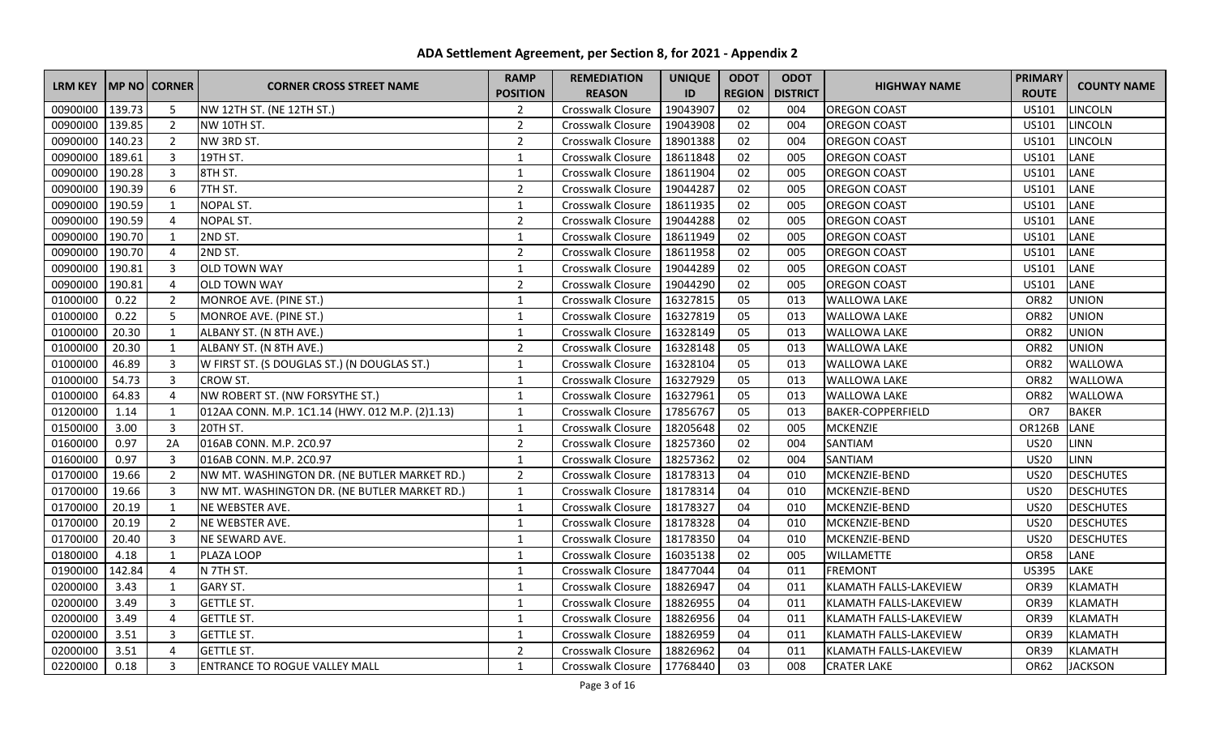# ADA Settlement Agreement, per Section 8, for 2021 - Appendix 2

| LRM KEY | MP NO | CORNER | CORNER CROSS STREET NAME | RAMP POSITION | REMEDIATION REASON | UNIQUE ID | ODOT REGION | ODOT DISTRICT | HIGHWAY NAME | PRIMARY ROUTE | COUNTY NAME |
|---|---|---|---|---|---|---|---|---|---|---|---|
| 00900I00 | 139.73 | 5 | NW 12TH ST. (NE 12TH ST.) | 2 | Crosswalk Closure | 19043907 | 02 | 004 | OREGON COAST | US101 | LINCOLN |
| 00900I00 | 139.85 | 2 | NW 10TH ST. | 2 | Crosswalk Closure | 19043908 | 02 | 004 | OREGON COAST | US101 | LINCOLN |
| 00900I00 | 140.23 | 2 | NW 3RD ST. | 2 | Crosswalk Closure | 18901388 | 02 | 004 | OREGON COAST | US101 | LINCOLN |
| 00900I00 | 189.61 | 3 | 19TH ST. | 1 | Crosswalk Closure | 18611848 | 02 | 005 | OREGON COAST | US101 | LANE |
| 00900I00 | 190.28 | 3 | 8TH ST. | 1 | Crosswalk Closure | 18611904 | 02 | 005 | OREGON COAST | US101 | LANE |
| 00900I00 | 190.39 | 6 | 7TH ST. | 2 | Crosswalk Closure | 19044287 | 02 | 005 | OREGON COAST | US101 | LANE |
| 00900I00 | 190.59 | 1 | NOPAL ST. | 1 | Crosswalk Closure | 18611935 | 02 | 005 | OREGON COAST | US101 | LANE |
| 00900I00 | 190.59 | 4 | NOPAL ST. | 2 | Crosswalk Closure | 19044288 | 02 | 005 | OREGON COAST | US101 | LANE |
| 00900I00 | 190.70 | 1 | 2ND ST. | 1 | Crosswalk Closure | 18611949 | 02 | 005 | OREGON COAST | US101 | LANE |
| 00900I00 | 190.70 | 4 | 2ND ST. | 2 | Crosswalk Closure | 18611958 | 02 | 005 | OREGON COAST | US101 | LANE |
| 00900I00 | 190.81 | 3 | OLD TOWN WAY | 1 | Crosswalk Closure | 19044289 | 02 | 005 | OREGON COAST | US101 | LANE |
| 00900I00 | 190.81 | 4 | OLD TOWN WAY | 2 | Crosswalk Closure | 19044290 | 02 | 005 | OREGON COAST | US101 | LANE |
| 01000I00 | 0.22 | 2 | MONROE AVE. (PINE ST.) | 1 | Crosswalk Closure | 16327815 | 05 | 013 | WALLOWA LAKE | OR82 | UNION |
| 01000I00 | 0.22 | 5 | MONROE AVE. (PINE ST.) | 1 | Crosswalk Closure | 16327819 | 05 | 013 | WALLOWA LAKE | OR82 | UNION |
| 01000I00 | 20.30 | 1 | ALBANY ST. (N 8TH AVE.) | 1 | Crosswalk Closure | 16328149 | 05 | 013 | WALLOWA LAKE | OR82 | UNION |
| 01000I00 | 20.30 | 1 | ALBANY ST. (N 8TH AVE.) | 2 | Crosswalk Closure | 16328148 | 05 | 013 | WALLOWA LAKE | OR82 | UNION |
| 01000I00 | 46.89 | 3 | W FIRST ST. (S DOUGLAS ST.) (N DOUGLAS ST.) | 1 | Crosswalk Closure | 16328104 | 05 | 013 | WALLOWA LAKE | OR82 | WALLOWA |
| 01000I00 | 54.73 | 3 | CROW ST. | 1 | Crosswalk Closure | 16327929 | 05 | 013 | WALLOWA LAKE | OR82 | WALLOWA |
| 01000I00 | 64.83 | 4 | NW ROBERT ST. (NW FORSYTHE ST.) | 1 | Crosswalk Closure | 16327961 | 05 | 013 | WALLOWA LAKE | OR82 | WALLOWA |
| 01200I00 | 1.14 | 1 | 012AA CONN. M.P. 1C1.14 (HWY. 012 M.P. (2)1.13) | 1 | Crosswalk Closure | 17856767 | 05 | 013 | BAKER-COPPERFIELD | OR7 | BAKER |
| 01500I00 | 3.00 | 3 | 20TH ST. | 1 | Crosswalk Closure | 18205648 | 02 | 005 | MCKENZIE | OR126B | LANE |
| 01600I00 | 0.97 | 2A | 016AB CONN. M.P. 2C0.97 | 2 | Crosswalk Closure | 18257360 | 02 | 004 | SANTIAM | US20 | LINN |
| 01600I00 | 0.97 | 3 | 016AB CONN. M.P. 2C0.97 | 1 | Crosswalk Closure | 18257362 | 02 | 004 | SANTIAM | US20 | LINN |
| 01700I00 | 19.66 | 2 | NW MT. WASHINGTON DR. (NE BUTLER MARKET RD.) | 2 | Crosswalk Closure | 18178313 | 04 | 010 | MCKENZIE-BEND | US20 | DESCHUTES |
| 01700I00 | 19.66 | 3 | NW MT. WASHINGTON DR. (NE BUTLER MARKET RD.) | 1 | Crosswalk Closure | 18178314 | 04 | 010 | MCKENZIE-BEND | US20 | DESCHUTES |
| 01700I00 | 20.19 | 1 | NE WEBSTER AVE. | 1 | Crosswalk Closure | 18178327 | 04 | 010 | MCKENZIE-BEND | US20 | DESCHUTES |
| 01700I00 | 20.19 | 2 | NE WEBSTER AVE. | 1 | Crosswalk Closure | 18178328 | 04 | 010 | MCKENZIE-BEND | US20 | DESCHUTES |
| 01700I00 | 20.40 | 3 | NE SEWARD AVE. | 1 | Crosswalk Closure | 18178350 | 04 | 010 | MCKENZIE-BEND | US20 | DESCHUTES |
| 01800I00 | 4.18 | 1 | PLAZA LOOP | 1 | Crosswalk Closure | 16035138 | 02 | 005 | WILLAMETTE | OR58 | LANE |
| 01900I00 | 142.84 | 4 | N 7TH ST. | 1 | Crosswalk Closure | 18477044 | 04 | 011 | FREMONT | US395 | LAKE |
| 02000I00 | 3.43 | 1 | GARY ST. | 1 | Crosswalk Closure | 18826947 | 04 | 011 | KLAMATH FALLS-LAKEVIEW | OR39 | KLAMATH |
| 02000I00 | 3.49 | 3 | GETTLE ST. | 1 | Crosswalk Closure | 18826955 | 04 | 011 | KLAMATH FALLS-LAKEVIEW | OR39 | KLAMATH |
| 02000I00 | 3.49 | 4 | GETTLE ST. | 1 | Crosswalk Closure | 18826956 | 04 | 011 | KLAMATH FALLS-LAKEVIEW | OR39 | KLAMATH |
| 02000I00 | 3.51 | 3 | GETTLE ST. | 1 | Crosswalk Closure | 18826959 | 04 | 011 | KLAMATH FALLS-LAKEVIEW | OR39 | KLAMATH |
| 02000I00 | 3.51 | 4 | GETTLE ST. | 2 | Crosswalk Closure | 18826962 | 04 | 011 | KLAMATH FALLS-LAKEVIEW | OR39 | KLAMATH |
| 02200I00 | 0.18 | 3 | ENTRANCE TO ROGUE VALLEY MALL | 1 | Crosswalk Closure | 17768440 | 03 | 008 | CRATER LAKE | OR62 | JACKSON |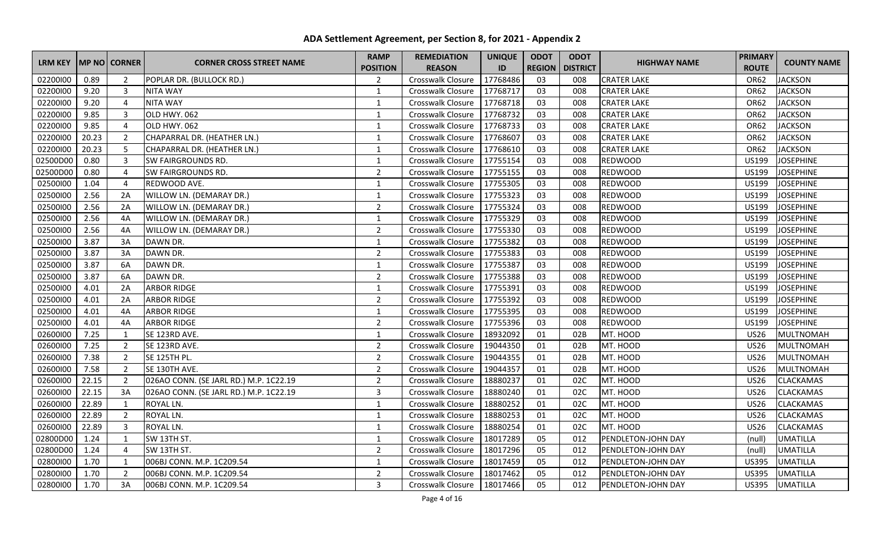# ADA Settlement Agreement, per Section 8, for 2021 - Appendix 2

| LRM KEY | MP NO | CORNER | CORNER CROSS STREET NAME | RAMP POSITION | REMEDIATION REASON | UNIQUE ID | ODOT REGION | ODOT DISTRICT | HIGHWAY NAME | PRIMARY ROUTE | COUNTY NAME |
|---|---|---|---|---|---|---|---|---|---|---|---|
| 02200I00 | 0.89 | 2 | POPLAR DR. (BULLOCK RD.) | 2 | Crosswalk Closure | 17768486 | 03 | 008 | CRATER LAKE | OR62 | JACKSON |
| 02200I00 | 9.20 | 3 | NITA WAY | 1 | Crosswalk Closure | 17768717 | 03 | 008 | CRATER LAKE | OR62 | JACKSON |
| 02200I00 | 9.20 | 4 | NITA WAY | 1 | Crosswalk Closure | 17768718 | 03 | 008 | CRATER LAKE | OR62 | JACKSON |
| 02200I00 | 9.85 | 3 | OLD HWY. 062 | 1 | Crosswalk Closure | 17768732 | 03 | 008 | CRATER LAKE | OR62 | JACKSON |
| 02200I00 | 9.85 | 4 | OLD HWY. 062 | 1 | Crosswalk Closure | 17768733 | 03 | 008 | CRATER LAKE | OR62 | JACKSON |
| 02200I00 | 20.23 | 2 | CHAPARRAL DR. (HEATHER LN.) | 1 | Crosswalk Closure | 17768607 | 03 | 008 | CRATER LAKE | OR62 | JACKSON |
| 02200I00 | 20.23 | 5 | CHAPARRAL DR. (HEATHER LN.) | 1 | Crosswalk Closure | 17768610 | 03 | 008 | CRATER LAKE | OR62 | JACKSON |
| 02500D00 | 0.80 | 3 | SW FAIRGROUNDS RD. | 1 | Crosswalk Closure | 17755154 | 03 | 008 | REDWOOD | US199 | JOSEPHINE |
| 02500D00 | 0.80 | 4 | SW FAIRGROUNDS RD. | 2 | Crosswalk Closure | 17755155 | 03 | 008 | REDWOOD | US199 | JOSEPHINE |
| 02500I00 | 1.04 | 4 | REDWOOD AVE. | 1 | Crosswalk Closure | 17755305 | 03 | 008 | REDWOOD | US199 | JOSEPHINE |
| 02500I00 | 2.56 | 2A | WILLOW LN. (DEMARAY DR.) | 1 | Crosswalk Closure | 17755323 | 03 | 008 | REDWOOD | US199 | JOSEPHINE |
| 02500I00 | 2.56 | 2A | WILLOW LN. (DEMARAY DR.) | 2 | Crosswalk Closure | 17755324 | 03 | 008 | REDWOOD | US199 | JOSEPHINE |
| 02500I00 | 2.56 | 4A | WILLOW LN. (DEMARAY DR.) | 1 | Crosswalk Closure | 17755329 | 03 | 008 | REDWOOD | US199 | JOSEPHINE |
| 02500I00 | 2.56 | 4A | WILLOW LN. (DEMARAY DR.) | 2 | Crosswalk Closure | 17755330 | 03 | 008 | REDWOOD | US199 | JOSEPHINE |
| 02500I00 | 3.87 | 3A | DAWN DR. | 1 | Crosswalk Closure | 17755382 | 03 | 008 | REDWOOD | US199 | JOSEPHINE |
| 02500I00 | 3.87 | 3A | DAWN DR. | 2 | Crosswalk Closure | 17755383 | 03 | 008 | REDWOOD | US199 | JOSEPHINE |
| 02500I00 | 3.87 | 6A | DAWN DR. | 1 | Crosswalk Closure | 17755387 | 03 | 008 | REDWOOD | US199 | JOSEPHINE |
| 02500I00 | 3.87 | 6A | DAWN DR. | 2 | Crosswalk Closure | 17755388 | 03 | 008 | REDWOOD | US199 | JOSEPHINE |
| 02500I00 | 4.01 | 2A | ARBOR RIDGE | 1 | Crosswalk Closure | 17755391 | 03 | 008 | REDWOOD | US199 | JOSEPHINE |
| 02500I00 | 4.01 | 2A | ARBOR RIDGE | 2 | Crosswalk Closure | 17755392 | 03 | 008 | REDWOOD | US199 | JOSEPHINE |
| 02500I00 | 4.01 | 4A | ARBOR RIDGE | 1 | Crosswalk Closure | 17755395 | 03 | 008 | REDWOOD | US199 | JOSEPHINE |
| 02500I00 | 4.01 | 4A | ARBOR RIDGE | 2 | Crosswalk Closure | 17755396 | 03 | 008 | REDWOOD | US199 | JOSEPHINE |
| 02600I00 | 7.25 | 1 | SE 123RD AVE. | 1 | Crosswalk Closure | 18932092 | 01 | 02B | MT. HOOD | US26 | MULTNOMAH |
| 02600I00 | 7.25 | 2 | SE 123RD AVE. | 2 | Crosswalk Closure | 19044350 | 01 | 02B | MT. HOOD | US26 | MULTNOMAH |
| 02600I00 | 7.38 | 2 | SE 125TH PL. | 2 | Crosswalk Closure | 19044355 | 01 | 02B | MT. HOOD | US26 | MULTNOMAH |
| 02600I00 | 7.58 | 2 | SE 130TH AVE. | 2 | Crosswalk Closure | 19044357 | 01 | 02B | MT. HOOD | US26 | MULTNOMAH |
| 02600I00 | 22.15 | 2 | 026AO CONN. (SE JARL RD.) M.P. 1C22.19 | 2 | Crosswalk Closure | 18880237 | 01 | 02C | MT. HOOD | US26 | CLACKAMAS |
| 02600I00 | 22.15 | 3A | 026AO CONN. (SE JARL RD.) M.P. 1C22.19 | 3 | Crosswalk Closure | 18880240 | 01 | 02C | MT. HOOD | US26 | CLACKAMAS |
| 02600I00 | 22.89 | 1 | ROYAL LN. | 1 | Crosswalk Closure | 18880252 | 01 | 02C | MT. HOOD | US26 | CLACKAMAS |
| 02600I00 | 22.89 | 2 | ROYAL LN. | 1 | Crosswalk Closure | 18880253 | 01 | 02C | MT. HOOD | US26 | CLACKAMAS |
| 02600I00 | 22.89 | 3 | ROYAL LN. | 1 | Crosswalk Closure | 18880254 | 01 | 02C | MT. HOOD | US26 | CLACKAMAS |
| 02800D00 | 1.24 | 1 | SW 13TH ST. | 1 | Crosswalk Closure | 18017289 | 05 | 012 | PENDLETON-JOHN DAY | (null) | UMATILLA |
| 02800D00 | 1.24 | 4 | SW 13TH ST. | 2 | Crosswalk Closure | 18017296 | 05 | 012 | PENDLETON-JOHN DAY | (null) | UMATILLA |
| 02800I00 | 1.70 | 1 | 006BJ CONN. M.P. 1C209.54 | 1 | Crosswalk Closure | 18017459 | 05 | 012 | PENDLETON-JOHN DAY | US395 | UMATILLA |
| 02800I00 | 1.70 | 2 | 006BJ CONN. M.P. 1C209.54 | 2 | Crosswalk Closure | 18017462 | 05 | 012 | PENDLETON-JOHN DAY | US395 | UMATILLA |
| 02800I00 | 1.70 | 3A | 006BJ CONN. M.P. 1C209.54 | 3 | Crosswalk Closure | 18017466 | 05 | 012 | PENDLETON-JOHN DAY | US395 | UMATILLA |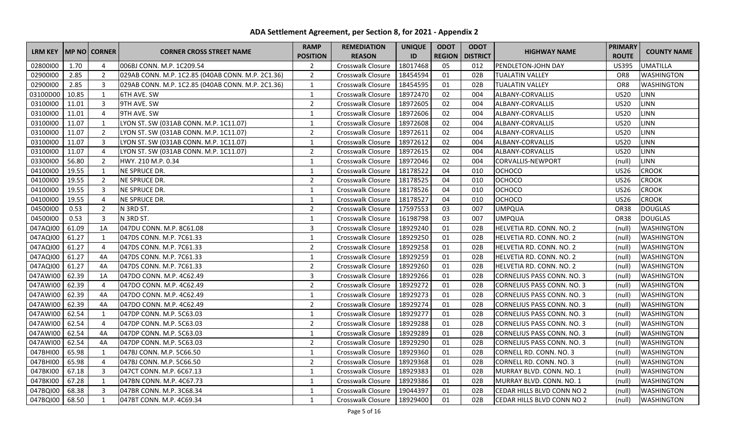# ADA Settlement Agreement, per Section 8, for 2021 - Appendix 2

| LRM KEY | MP NO | CORNER | CORNER CROSS STREET NAME | RAMP POSITION | REMEDIATION REASON | UNIQUE ID | ODOT REGION | ODOT DISTRICT | HIGHWAY NAME | PRIMARY ROUTE | COUNTY NAME |
|---|---|---|---|---|---|---|---|---|---|---|---|
| 02800I00 | 1.70 | 4 | 006BJ CONN. M.P. 1C209.54 | 2 | Crosswalk Closure | 18017468 | 05 | 012 | PENDLETON-JOHN DAY | US395 | UMATILLA |
| 02900I00 | 2.85 | 2 | 029AB CONN. M.P. 1C2.85 (040AB CONN. M.P. 2C1.36) | 2 | Crosswalk Closure | 18454594 | 01 | 02B | TUALATIN VALLEY | OR8 | WASHINGTON |
| 02900I00 | 2.85 | 3 | 029AB CONN. M.P. 1C2.85 (040AB CONN. M.P. 2C1.36) | 1 | Crosswalk Closure | 18454595 | 01 | 02B | TUALATIN VALLEY | OR8 | WASHINGTON |
| 03100D00 | 10.85 | 1 | 6TH AVE. SW | 1 | Crosswalk Closure | 18972470 | 02 | 004 | ALBANY-CORVALLIS | US20 | LINN |
| 03100I00 | 11.01 | 3 | 9TH AVE. SW | 2 | Crosswalk Closure | 18972605 | 02 | 004 | ALBANY-CORVALLIS | US20 | LINN |
| 03100I00 | 11.01 | 4 | 9TH AVE. SW | 1 | Crosswalk Closure | 18972606 | 02 | 004 | ALBANY-CORVALLIS | US20 | LINN |
| 03100I00 | 11.07 | 1 | LYON ST. SW (031AB CONN. M.P. 1C11.07) | 1 | Crosswalk Closure | 18972608 | 02 | 004 | ALBANY-CORVALLIS | US20 | LINN |
| 03100I00 | 11.07 | 2 | LYON ST. SW (031AB CONN. M.P. 1C11.07) | 2 | Crosswalk Closure | 18972611 | 02 | 004 | ALBANY-CORVALLIS | US20 | LINN |
| 03100I00 | 11.07 | 3 | LYON ST. SW (031AB CONN. M.P. 1C11.07) | 1 | Crosswalk Closure | 18972612 | 02 | 004 | ALBANY-CORVALLIS | US20 | LINN |
| 03100I00 | 11.07 | 4 | LYON ST. SW (031AB CONN. M.P. 1C11.07) | 2 | Crosswalk Closure | 18972615 | 02 | 004 | ALBANY-CORVALLIS | US20 | LINN |
| 03300I00 | 56.80 | 2 | HWY. 210 M.P. 0.34 | 1 | Crosswalk Closure | 18972046 | 02 | 004 | CORVALLIS-NEWPORT | (null) | LINN |
| 04100I00 | 19.55 | 1 | NE SPRUCE DR. | 1 | Crosswalk Closure | 18178522 | 04 | 010 | OCHOCO | US26 | CROOK |
| 04100I00 | 19.55 | 2 | NE SPRUCE DR. | 2 | Crosswalk Closure | 18178525 | 04 | 010 | OCHOCO | US26 | CROOK |
| 04100I00 | 19.55 | 3 | NE SPRUCE DR. | 1 | Crosswalk Closure | 18178526 | 04 | 010 | OCHOCO | US26 | CROOK |
| 04100I00 | 19.55 | 4 | NE SPRUCE DR. | 1 | Crosswalk Closure | 18178527 | 04 | 010 | OCHOCO | US26 | CROOK |
| 04500I00 | 0.53 | 2 | N 3RD ST. | 2 | Crosswalk Closure | 17597553 | 03 | 007 | UMPQUA | OR38 | DOUGLAS |
| 04500I00 | 0.53 | 3 | N 3RD ST. | 1 | Crosswalk Closure | 16198798 | 03 | 007 | UMPQUA | OR38 | DOUGLAS |
| 047AQI00 | 61.09 | 1A | 047DU CONN. M.P. 8C61.08 | 3 | Crosswalk Closure | 18929240 | 01 | 02B | HELVETIA RD. CONN. NO. 2 | (null) | WASHINGTON |
| 047AQI00 | 61.27 | 1 | 047DS CONN. M.P. 7C61.33 | 1 | Crosswalk Closure | 18929250 | 01 | 02B | HELVETIA RD. CONN. NO. 2 | (null) | WASHINGTON |
| 047AQI00 | 61.27 | 4 | 047DS CONN. M.P. 7C61.33 | 2 | Crosswalk Closure | 18929258 | 01 | 02B | HELVETIA RD. CONN. NO. 2 | (null) | WASHINGTON |
| 047AQI00 | 61.27 | 4A | 047DS CONN. M.P. 7C61.33 | 1 | Crosswalk Closure | 18929259 | 01 | 02B | HELVETIA RD. CONN. NO. 2 | (null) | WASHINGTON |
| 047AQI00 | 61.27 | 4A | 047DS CONN. M.P. 7C61.33 | 2 | Crosswalk Closure | 18929260 | 01 | 02B | HELVETIA RD. CONN. NO. 2 | (null) | WASHINGTON |
| 047AWI00 | 62.39 | 1A | 047DO CONN. M.P. 4C62.49 | 3 | Crosswalk Closure | 18929266 | 01 | 02B | CORNELIUS PASS CONN. NO. 3 | (null) | WASHINGTON |
| 047AWI00 | 62.39 | 4 | 047DO CONN. M.P. 4C62.49 | 2 | Crosswalk Closure | 18929272 | 01 | 02B | CORNELIUS PASS CONN. NO. 3 | (null) | WASHINGTON |
| 047AWI00 | 62.39 | 4A | 047DO CONN. M.P. 4C62.49 | 1 | Crosswalk Closure | 18929273 | 01 | 02B | CORNELIUS PASS CONN. NO. 3 | (null) | WASHINGTON |
| 047AWI00 | 62.39 | 4A | 047DO CONN. M.P. 4C62.49 | 2 | Crosswalk Closure | 18929274 | 01 | 02B | CORNELIUS PASS CONN. NO. 3 | (null) | WASHINGTON |
| 047AWI00 | 62.54 | 1 | 047DP CONN. M.P. 5C63.03 | 1 | Crosswalk Closure | 18929277 | 01 | 02B | CORNELIUS PASS CONN. NO. 3 | (null) | WASHINGTON |
| 047AWI00 | 62.54 | 4 | 047DP CONN. M.P. 5C63.03 | 2 | Crosswalk Closure | 18929288 | 01 | 02B | CORNELIUS PASS CONN. NO. 3 | (null) | WASHINGTON |
| 047AWI00 | 62.54 | 4A | 047DP CONN. M.P. 5C63.03 | 1 | Crosswalk Closure | 18929289 | 01 | 02B | CORNELIUS PASS CONN. NO. 3 | (null) | WASHINGTON |
| 047AWI00 | 62.54 | 4A | 047DP CONN. M.P. 5C63.03 | 2 | Crosswalk Closure | 18929290 | 01 | 02B | CORNELIUS PASS CONN. NO. 3 | (null) | WASHINGTON |
| 047BHI00 | 65.98 | 1 | 047BJ CONN. M.P. 5C66.50 | 1 | Crosswalk Closure | 18929360 | 01 | 02B | CORNELL RD. CONN. NO. 3 | (null) | WASHINGTON |
| 047BHI00 | 65.98 | 4 | 047BJ CONN. M.P. 5C66.50 | 2 | Crosswalk Closure | 18929368 | 01 | 02B | CORNELL RD. CONN. NO. 3 | (null) | WASHINGTON |
| 047BKI00 | 67.18 | 3 | 047CT CONN. M.P. 6C67.13 | 1 | Crosswalk Closure | 18929383 | 01 | 02B | MURRAY BLVD. CONN. NO. 1 | (null) | WASHINGTON |
| 047BKI00 | 67.28 | 1 | 047BN CONN. M.P. 4C67.73 | 1 | Crosswalk Closure | 18929386 | 01 | 02B | MURRAY BLVD. CONN. NO. 1 | (null) | WASHINGTON |
| 047BQI00 | 68.38 | 3 | 047BR CONN. M.P. 3C68.34 | 1 | Crosswalk Closure | 19044397 | 01 | 02B | CEDAR HILLS BLVD CONN NO 2 | (null) | WASHINGTON |
| 047BQI00 | 68.50 | 1 | 047BT CONN. M.P. 4C69.34 | 1 | Crosswalk Closure | 18929400 | 01 | 02B | CEDAR HILLS BLVD CONN NO 2 | (null) | WASHINGTON |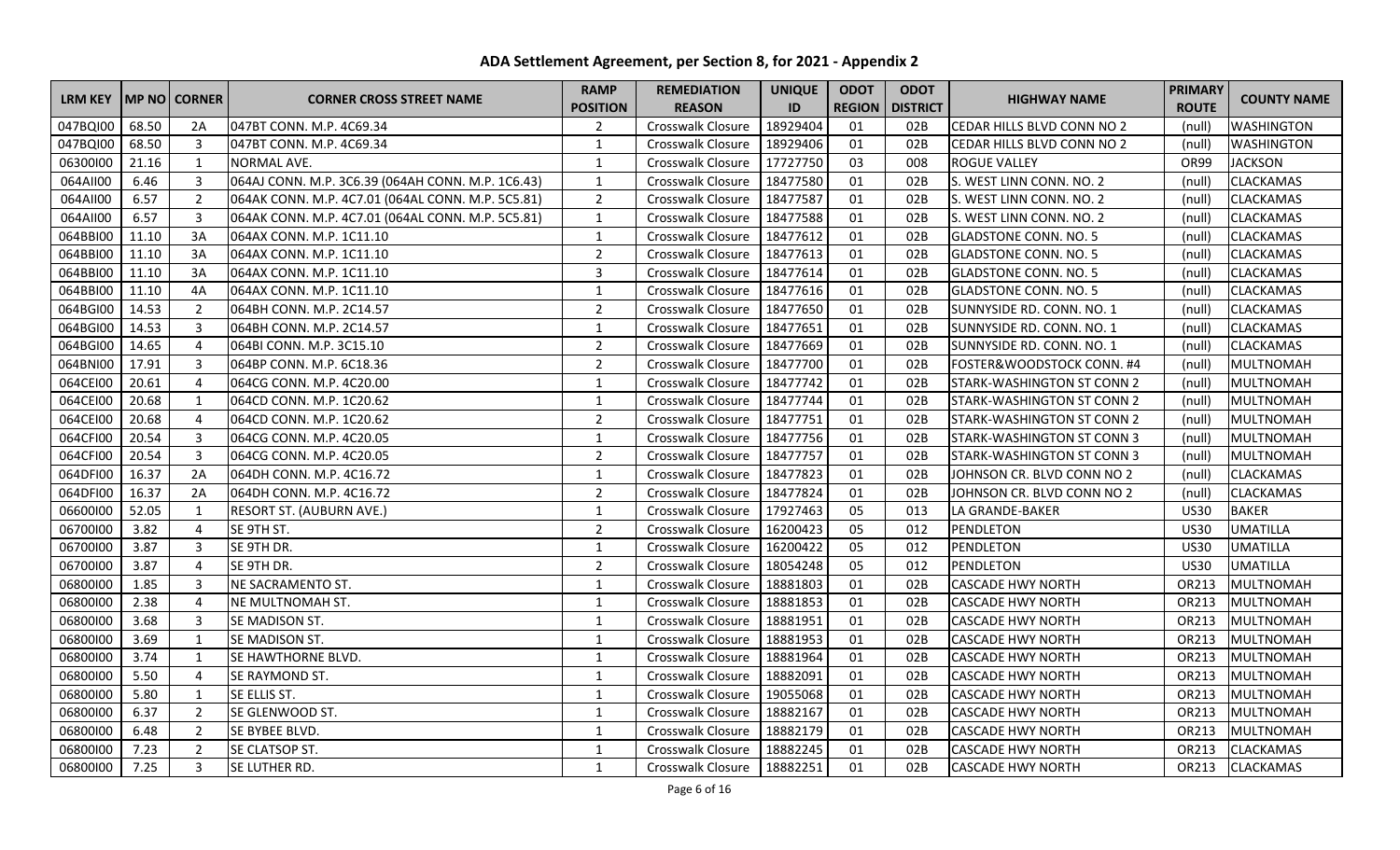# ADA Settlement Agreement, per Section 8, for 2021 - Appendix 2

| LRM KEY | MP NO | CORNER | CORNER CROSS STREET NAME | RAMP POSITION | REMEDIATION REASON | UNIQUE ID | ODOT REGION | ODOT DISTRICT | HIGHWAY NAME | PRIMARY ROUTE | COUNTY NAME |
|---|---|---|---|---|---|---|---|---|---|---|---|
| 047BQI00 | 68.50 | 2A | 047BT CONN. M.P. 4C69.34 | 2 | Crosswalk Closure | 18929404 | 01 | 02B | CEDAR HILLS BLVD CONN NO 2 | (null) | WASHINGTON |
| 047BQI00 | 68.50 | 3 | 047BT CONN. M.P. 4C69.34 | 1 | Crosswalk Closure | 18929406 | 01 | 02B | CEDAR HILLS BLVD CONN NO 2 | (null) | WASHINGTON |
| 06300I00 | 21.16 | 1 | NORMAL AVE. | 1 | Crosswalk Closure | 17727750 | 03 | 008 | ROGUE VALLEY | OR99 | JACKSON |
| 064AII00 | 6.46 | 3 | 064AJ CONN. M.P. 3C6.39 (064AH CONN. M.P. 1C6.43) | 1 | Crosswalk Closure | 18477580 | 01 | 02B | S. WEST LINN CONN. NO. 2 | (null) | CLACKAMAS |
| 064AII00 | 6.57 | 2 | 064AK CONN. M.P. 4C7.01 (064AL CONN. M.P. 5C5.81) | 2 | Crosswalk Closure | 18477587 | 01 | 02B | S. WEST LINN CONN. NO. 2 | (null) | CLACKAMAS |
| 064AII00 | 6.57 | 3 | 064AK CONN. M.P. 4C7.01 (064AL CONN. M.P. 5C5.81) | 1 | Crosswalk Closure | 18477588 | 01 | 02B | S. WEST LINN CONN. NO. 2 | (null) | CLACKAMAS |
| 064BBI00 | 11.10 | 3A | 064AX CONN. M.P. 1C11.10 | 1 | Crosswalk Closure | 18477612 | 01 | 02B | GLADSTONE CONN. NO. 5 | (null) | CLACKAMAS |
| 064BBI00 | 11.10 | 3A | 064AX CONN. M.P. 1C11.10 | 2 | Crosswalk Closure | 18477613 | 01 | 02B | GLADSTONE CONN. NO. 5 | (null) | CLACKAMAS |
| 064BBI00 | 11.10 | 3A | 064AX CONN. M.P. 1C11.10 | 3 | Crosswalk Closure | 18477614 | 01 | 02B | GLADSTONE CONN. NO. 5 | (null) | CLACKAMAS |
| 064BBI00 | 11.10 | 4A | 064AX CONN. M.P. 1C11.10 | 1 | Crosswalk Closure | 18477616 | 01 | 02B | GLADSTONE CONN. NO. 5 | (null) | CLACKAMAS |
| 064BGI00 | 14.53 | 2 | 064BH CONN. M.P. 2C14.57 | 2 | Crosswalk Closure | 18477650 | 01 | 02B | SUNNYSIDE RD. CONN. NO. 1 | (null) | CLACKAMAS |
| 064BGI00 | 14.53 | 3 | 064BH CONN. M.P. 2C14.57 | 1 | Crosswalk Closure | 18477651 | 01 | 02B | SUNNYSIDE RD. CONN. NO. 1 | (null) | CLACKAMAS |
| 064BGI00 | 14.65 | 4 | 064BI CONN. M.P. 3C15.10 | 2 | Crosswalk Closure | 18477669 | 01 | 02B | SUNNYSIDE RD. CONN. NO. 1 | (null) | CLACKAMAS |
| 064BNI00 | 17.91 | 3 | 064BP CONN. M.P. 6C18.36 | 2 | Crosswalk Closure | 18477700 | 01 | 02B | FOSTER&WOODSTOCK CONN. #4 | (null) | MULTNOMAH |
| 064CEI00 | 20.61 | 4 | 064CG CONN. M.P. 4C20.00 | 1 | Crosswalk Closure | 18477742 | 01 | 02B | STARK-WASHINGTON ST CONN 2 | (null) | MULTNOMAH |
| 064CEI00 | 20.68 | 1 | 064CD CONN. M.P. 1C20.62 | 1 | Crosswalk Closure | 18477744 | 01 | 02B | STARK-WASHINGTON ST CONN 2 | (null) | MULTNOMAH |
| 064CEI00 | 20.68 | 4 | 064CD CONN. M.P. 1C20.62 | 2 | Crosswalk Closure | 18477751 | 01 | 02B | STARK-WASHINGTON ST CONN 2 | (null) | MULTNOMAH |
| 064CFI00 | 20.54 | 3 | 064CG CONN. M.P. 4C20.05 | 1 | Crosswalk Closure | 18477756 | 01 | 02B | STARK-WASHINGTON ST CONN 3 | (null) | MULTNOMAH |
| 064CFI00 | 20.54 | 3 | 064CG CONN. M.P. 4C20.05 | 2 | Crosswalk Closure | 18477757 | 01 | 02B | STARK-WASHINGTON ST CONN 3 | (null) | MULTNOMAH |
| 064DFI00 | 16.37 | 2A | 064DH CONN. M.P. 4C16.72 | 1 | Crosswalk Closure | 18477823 | 01 | 02B | JOHNSON CR. BLVD CONN NO 2 | (null) | CLACKAMAS |
| 064DFI00 | 16.37 | 2A | 064DH CONN. M.P. 4C16.72 | 2 | Crosswalk Closure | 18477824 | 01 | 02B | JOHNSON CR. BLVD CONN NO 2 | (null) | CLACKAMAS |
| 06600I00 | 52.05 | 1 | RESORT ST. (AUBURN AVE.) | 1 | Crosswalk Closure | 17927463 | 05 | 013 | LA GRANDE-BAKER | US30 | BAKER |
| 06700I00 | 3.82 | 4 | SE 9TH ST. | 2 | Crosswalk Closure | 16200423 | 05 | 012 | PENDLETON | US30 | UMATILLA |
| 06700I00 | 3.87 | 3 | SE 9TH DR. | 1 | Crosswalk Closure | 16200422 | 05 | 012 | PENDLETON | US30 | UMATILLA |
| 06700I00 | 3.87 | 4 | SE 9TH DR. | 2 | Crosswalk Closure | 18054248 | 05 | 012 | PENDLETON | US30 | UMATILLA |
| 06800I00 | 1.85 | 3 | NE SACRAMENTO ST. | 1 | Crosswalk Closure | 18881803 | 01 | 02B | CASCADE HWY NORTH | OR213 | MULTNOMAH |
| 06800I00 | 2.38 | 4 | NE MULTNOMAH ST. | 1 | Crosswalk Closure | 18881853 | 01 | 02B | CASCADE HWY NORTH | OR213 | MULTNOMAH |
| 06800I00 | 3.68 | 3 | SE MADISON ST. | 1 | Crosswalk Closure | 18881951 | 01 | 02B | CASCADE HWY NORTH | OR213 | MULTNOMAH |
| 06800I00 | 3.69 | 1 | SE MADISON ST. | 1 | Crosswalk Closure | 18881953 | 01 | 02B | CASCADE HWY NORTH | OR213 | MULTNOMAH |
| 06800I00 | 3.74 | 1 | SE HAWTHORNE BLVD. | 1 | Crosswalk Closure | 18881964 | 01 | 02B | CASCADE HWY NORTH | OR213 | MULTNOMAH |
| 06800I00 | 5.50 | 4 | SE RAYMOND ST. | 1 | Crosswalk Closure | 18882091 | 01 | 02B | CASCADE HWY NORTH | OR213 | MULTNOMAH |
| 06800I00 | 5.80 | 1 | SE ELLIS ST. | 1 | Crosswalk Closure | 19055068 | 01 | 02B | CASCADE HWY NORTH | OR213 | MULTNOMAH |
| 06800I00 | 6.37 | 2 | SE GLENWOOD ST. | 1 | Crosswalk Closure | 18882167 | 01 | 02B | CASCADE HWY NORTH | OR213 | MULTNOMAH |
| 06800I00 | 6.48 | 2 | SE BYBEE BLVD. | 1 | Crosswalk Closure | 18882179 | 01 | 02B | CASCADE HWY NORTH | OR213 | MULTNOMAH |
| 06800I00 | 7.23 | 2 | SE CLATSOP ST. | 1 | Crosswalk Closure | 18882245 | 01 | 02B | CASCADE HWY NORTH | OR213 | CLACKAMAS |
| 06800I00 | 7.25 | 3 | SE LUTHER RD. | 1 | Crosswalk Closure | 18882251 | 01 | 02B | CASCADE HWY NORTH | OR213 | CLACKAMAS |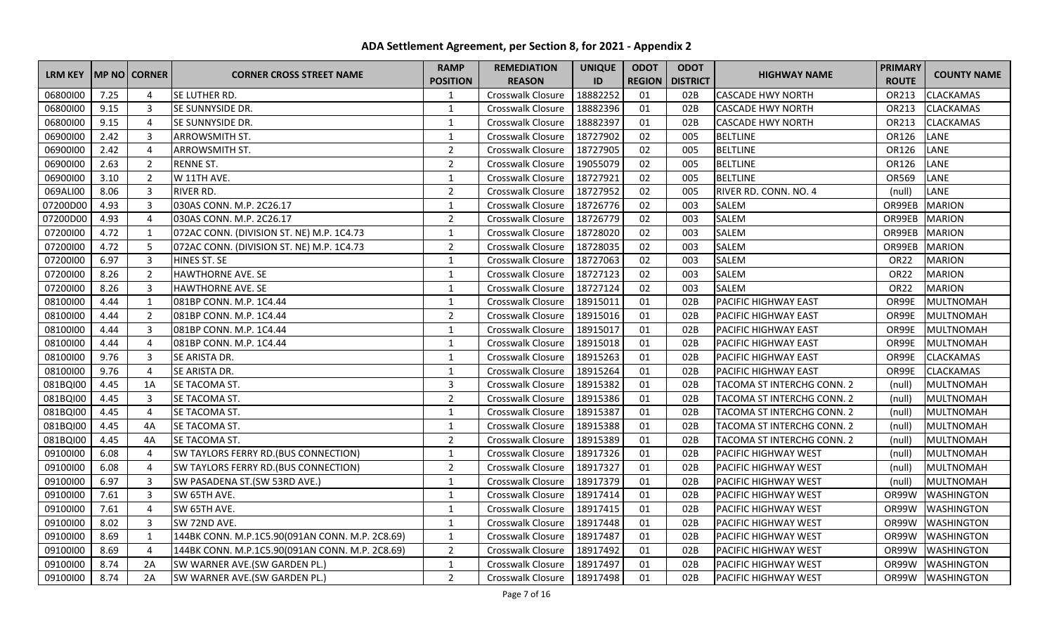# ADA Settlement Agreement, per Section 8, for 2021 - Appendix 2

| LRM KEY | MP NO | CORNER | CORNER CROSS STREET NAME | RAMP POSITION | REMEDIATION REASON | UNIQUE ID | ODOT REGION | ODOT DISTRICT | HIGHWAY NAME | PRIMARY ROUTE | COUNTY NAME |
|---|---|---|---|---|---|---|---|---|---|---|---|
| 06800I00 | 7.25 | 4 | SE LUTHER RD. | 1 | Crosswalk Closure | 18882252 | 01 | 02B | CASCADE HWY NORTH | OR213 | CLACKAMAS |
| 06800I00 | 9.15 | 3 | SE SUNNYSIDE DR. | 1 | Crosswalk Closure | 18882396 | 01 | 02B | CASCADE HWY NORTH | OR213 | CLACKAMAS |
| 06800I00 | 9.15 | 4 | SE SUNNYSIDE DR. | 1 | Crosswalk Closure | 18882397 | 01 | 02B | CASCADE HWY NORTH | OR213 | CLACKAMAS |
| 06900I00 | 2.42 | 3 | ARROWSMITH ST. | 1 | Crosswalk Closure | 18727902 | 02 | 005 | BELTLINE | OR126 | LANE |
| 06900I00 | 2.42 | 4 | ARROWSMITH ST. | 2 | Crosswalk Closure | 18727905 | 02 | 005 | BELTLINE | OR126 | LANE |
| 06900I00 | 2.63 | 2 | RENNE ST. | 2 | Crosswalk Closure | 19055079 | 02 | 005 | BELTLINE | OR126 | LANE |
| 06900I00 | 3.10 | 2 | W 11TH AVE. | 1 | Crosswalk Closure | 18727921 | 02 | 005 | BELTLINE | OR569 | LANE |
| 069ALI00 | 8.06 | 3 | RIVER RD. | 2 | Crosswalk Closure | 18727952 | 02 | 005 | RIVER RD. CONN. NO. 4 | (null) | LANE |
| 07200D00 | 4.93 | 3 | 030AS CONN. M.P. 2C26.17 | 1 | Crosswalk Closure | 18726776 | 02 | 003 | SALEM | OR99EB | MARION |
| 07200D00 | 4.93 | 4 | 030AS CONN. M.P. 2C26.17 | 2 | Crosswalk Closure | 18726779 | 02 | 003 | SALEM | OR99EB | MARION |
| 07200I00 | 4.72 | 1 | 072AC CONN. (DIVISION ST. NE) M.P. 1C4.73 | 1 | Crosswalk Closure | 18728020 | 02 | 003 | SALEM | OR99EB | MARION |
| 07200I00 | 4.72 | 5 | 072AC CONN. (DIVISION ST. NE) M.P. 1C4.73 | 2 | Crosswalk Closure | 18728035 | 02 | 003 | SALEM | OR99EB | MARION |
| 07200I00 | 6.97 | 3 | HINES ST. SE | 1 | Crosswalk Closure | 18727063 | 02 | 003 | SALEM | OR22 | MARION |
| 07200I00 | 8.26 | 2 | HAWTHORNE AVE. SE | 1 | Crosswalk Closure | 18727123 | 02 | 003 | SALEM | OR22 | MARION |
| 07200I00 | 8.26 | 3 | HAWTHORNE AVE. SE | 1 | Crosswalk Closure | 18727124 | 02 | 003 | SALEM | OR22 | MARION |
| 08100I00 | 4.44 | 1 | 081BP CONN. M.P. 1C4.44 | 1 | Crosswalk Closure | 18915011 | 01 | 02B | PACIFIC HIGHWAY EAST | OR99E | MULTNOMAH |
| 08100I00 | 4.44 | 2 | 081BP CONN. M.P. 1C4.44 | 2 | Crosswalk Closure | 18915016 | 01 | 02B | PACIFIC HIGHWAY EAST | OR99E | MULTNOMAH |
| 08100I00 | 4.44 | 3 | 081BP CONN. M.P. 1C4.44 | 1 | Crosswalk Closure | 18915017 | 01 | 02B | PACIFIC HIGHWAY EAST | OR99E | MULTNOMAH |
| 08100I00 | 4.44 | 4 | 081BP CONN. M.P. 1C4.44 | 1 | Crosswalk Closure | 18915018 | 01 | 02B | PACIFIC HIGHWAY EAST | OR99E | MULTNOMAH |
| 08100I00 | 9.76 | 3 | SE ARISTA DR. | 1 | Crosswalk Closure | 18915263 | 01 | 02B | PACIFIC HIGHWAY EAST | OR99E | CLACKAMAS |
| 08100I00 | 9.76 | 4 | SE ARISTA DR. | 1 | Crosswalk Closure | 18915264 | 01 | 02B | PACIFIC HIGHWAY EAST | OR99E | CLACKAMAS |
| 081BQI00 | 4.45 | 1A | SE TACOMA ST. | 3 | Crosswalk Closure | 18915382 | 01 | 02B | TACOMA ST INTERCHG CONN. 2 | (null) | MULTNOMAH |
| 081BQI00 | 4.45 | 3 | SE TACOMA ST. | 2 | Crosswalk Closure | 18915386 | 01 | 02B | TACOMA ST INTERCHG CONN. 2 | (null) | MULTNOMAH |
| 081BQI00 | 4.45 | 4 | SE TACOMA ST. | 1 | Crosswalk Closure | 18915387 | 01 | 02B | TACOMA ST INTERCHG CONN. 2 | (null) | MULTNOMAH |
| 081BQI00 | 4.45 | 4A | SE TACOMA ST. | 1 | Crosswalk Closure | 18915388 | 01 | 02B | TACOMA ST INTERCHG CONN. 2 | (null) | MULTNOMAH |
| 081BQI00 | 4.45 | 4A | SE TACOMA ST. | 2 | Crosswalk Closure | 18915389 | 01 | 02B | TACOMA ST INTERCHG CONN. 2 | (null) | MULTNOMAH |
| 09100I00 | 6.08 | 4 | SW TAYLORS FERRY RD.(BUS CONNECTION) | 1 | Crosswalk Closure | 18917326 | 01 | 02B | PACIFIC HIGHWAY WEST | (null) | MULTNOMAH |
| 09100I00 | 6.08 | 4 | SW TAYLORS FERRY RD.(BUS CONNECTION) | 2 | Crosswalk Closure | 18917327 | 01 | 02B | PACIFIC HIGHWAY WEST | (null) | MULTNOMAH |
| 09100I00 | 6.97 | 3 | SW PASADENA ST.(SW 53RD AVE.) | 1 | Crosswalk Closure | 18917379 | 01 | 02B | PACIFIC HIGHWAY WEST | (null) | MULTNOMAH |
| 09100I00 | 7.61 | 3 | SW 65TH AVE. | 1 | Crosswalk Closure | 18917414 | 01 | 02B | PACIFIC HIGHWAY WEST | OR99W | WASHINGTON |
| 09100I00 | 7.61 | 4 | SW 65TH AVE. | 1 | Crosswalk Closure | 18917415 | 01 | 02B | PACIFIC HIGHWAY WEST | OR99W | WASHINGTON |
| 09100I00 | 8.02 | 3 | SW 72ND AVE. | 1 | Crosswalk Closure | 18917448 | 01 | 02B | PACIFIC HIGHWAY WEST | OR99W | WASHINGTON |
| 09100I00 | 8.69 | 1 | 144BK CONN. M.P.1C5.90(091AN CONN. M.P. 2C8.69) | 1 | Crosswalk Closure | 18917487 | 01 | 02B | PACIFIC HIGHWAY WEST | OR99W | WASHINGTON |
| 09100I00 | 8.69 | 4 | 144BK CONN. M.P.1C5.90(091AN CONN. M.P. 2C8.69) | 2 | Crosswalk Closure | 18917492 | 01 | 02B | PACIFIC HIGHWAY WEST | OR99W | WASHINGTON |
| 09100I00 | 8.74 | 2A | SW WARNER AVE.(SW GARDEN PL.) | 1 | Crosswalk Closure | 18917497 | 01 | 02B | PACIFIC HIGHWAY WEST | OR99W | WASHINGTON |
| 09100I00 | 8.74 | 2A | SW WARNER AVE.(SW GARDEN PL.) | 2 | Crosswalk Closure | 18917498 | 01 | 02B | PACIFIC HIGHWAY WEST | OR99W | WASHINGTON |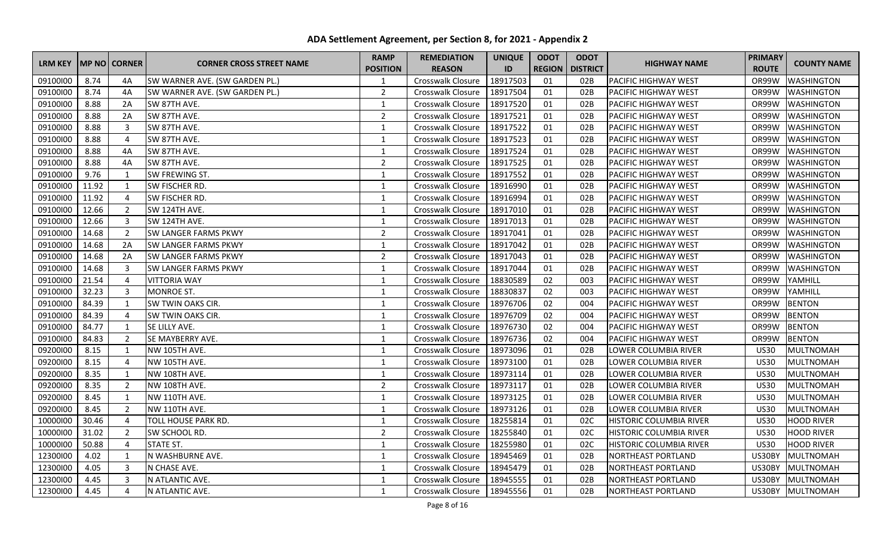# ADA Settlement Agreement, per Section 8, for 2021 - Appendix 2

| LRM KEY | MP NO | CORNER | CORNER CROSS STREET NAME | RAMP POSITION | REMEDIATION REASON | UNIQUE ID | ODOT REGION | ODOT DISTRICT | HIGHWAY NAME | PRIMARY ROUTE | COUNTY NAME |
|---|---|---|---|---|---|---|---|---|---|---|---|
| 09100I00 | 8.74 | 4A | SW WARNER AVE. (SW GARDEN PL.) | 1 | Crosswalk Closure | 18917503 | 01 | 02B | PACIFIC HIGHWAY WEST | OR99W | WASHINGTON |
| 09100I00 | 8.74 | 4A | SW WARNER AVE. (SW GARDEN PL.) | 2 | Crosswalk Closure | 18917504 | 01 | 02B | PACIFIC HIGHWAY WEST | OR99W | WASHINGTON |
| 09100I00 | 8.88 | 2A | SW 87TH AVE. | 1 | Crosswalk Closure | 18917520 | 01 | 02B | PACIFIC HIGHWAY WEST | OR99W | WASHINGTON |
| 09100I00 | 8.88 | 2A | SW 87TH AVE. | 2 | Crosswalk Closure | 18917521 | 01 | 02B | PACIFIC HIGHWAY WEST | OR99W | WASHINGTON |
| 09100I00 | 8.88 | 3 | SW 87TH AVE. | 1 | Crosswalk Closure | 18917522 | 01 | 02B | PACIFIC HIGHWAY WEST | OR99W | WASHINGTON |
| 09100I00 | 8.88 | 4 | SW 87TH AVE. | 1 | Crosswalk Closure | 18917523 | 01 | 02B | PACIFIC HIGHWAY WEST | OR99W | WASHINGTON |
| 09100I00 | 8.88 | 4A | SW 87TH AVE. | 1 | Crosswalk Closure | 18917524 | 01 | 02B | PACIFIC HIGHWAY WEST | OR99W | WASHINGTON |
| 09100I00 | 8.88 | 4A | SW 87TH AVE. | 2 | Crosswalk Closure | 18917525 | 01 | 02B | PACIFIC HIGHWAY WEST | OR99W | WASHINGTON |
| 09100I00 | 9.76 | 1 | SW FREWING ST. | 1 | Crosswalk Closure | 18917552 | 01 | 02B | PACIFIC HIGHWAY WEST | OR99W | WASHINGTON |
| 09100I00 | 11.92 | 1 | SW FISCHER RD. | 1 | Crosswalk Closure | 18916990 | 01 | 02B | PACIFIC HIGHWAY WEST | OR99W | WASHINGTON |
| 09100I00 | 11.92 | 4 | SW FISCHER RD. | 1 | Crosswalk Closure | 18916994 | 01 | 02B | PACIFIC HIGHWAY WEST | OR99W | WASHINGTON |
| 09100I00 | 12.66 | 2 | SW 124TH AVE. | 1 | Crosswalk Closure | 18917010 | 01 | 02B | PACIFIC HIGHWAY WEST | OR99W | WASHINGTON |
| 09100I00 | 12.66 | 3 | SW 124TH AVE. | 1 | Crosswalk Closure | 18917013 | 01 | 02B | PACIFIC HIGHWAY WEST | OR99W | WASHINGTON |
| 09100I00 | 14.68 | 2 | SW LANGER FARMS PKWY | 2 | Crosswalk Closure | 18917041 | 01 | 02B | PACIFIC HIGHWAY WEST | OR99W | WASHINGTON |
| 09100I00 | 14.68 | 2A | SW LANGER FARMS PKWY | 1 | Crosswalk Closure | 18917042 | 01 | 02B | PACIFIC HIGHWAY WEST | OR99W | WASHINGTON |
| 09100I00 | 14.68 | 2A | SW LANGER FARMS PKWY | 2 | Crosswalk Closure | 18917043 | 01 | 02B | PACIFIC HIGHWAY WEST | OR99W | WASHINGTON |
| 09100I00 | 14.68 | 3 | SW LANGER FARMS PKWY | 1 | Crosswalk Closure | 18917044 | 01 | 02B | PACIFIC HIGHWAY WEST | OR99W | WASHINGTON |
| 09100I00 | 21.54 | 4 | VITTORIA WAY | 1 | Crosswalk Closure | 18830589 | 02 | 003 | PACIFIC HIGHWAY WEST | OR99W | YAMHILL |
| 09100I00 | 32.23 | 3 | MONROE ST. | 1 | Crosswalk Closure | 18830837 | 02 | 003 | PACIFIC HIGHWAY WEST | OR99W | YAMHILL |
| 09100I00 | 84.39 | 1 | SW TWIN OAKS CIR. | 1 | Crosswalk Closure | 18976706 | 02 | 004 | PACIFIC HIGHWAY WEST | OR99W | BENTON |
| 09100I00 | 84.39 | 4 | SW TWIN OAKS CIR. | 1 | Crosswalk Closure | 18976709 | 02 | 004 | PACIFIC HIGHWAY WEST | OR99W | BENTON |
| 09100I00 | 84.77 | 1 | SE LILLY AVE. | 1 | Crosswalk Closure | 18976730 | 02 | 004 | PACIFIC HIGHWAY WEST | OR99W | BENTON |
| 09100I00 | 84.83 | 2 | SE MAYBERRY AVE. | 1 | Crosswalk Closure | 18976736 | 02 | 004 | PACIFIC HIGHWAY WEST | OR99W | BENTON |
| 09200I00 | 8.15 | 1 | NW 105TH AVE. | 1 | Crosswalk Closure | 18973096 | 01 | 02B | LOWER COLUMBIA RIVER | US30 | MULTNOMAH |
| 09200I00 | 8.15 | 4 | NW 105TH AVE. | 1 | Crosswalk Closure | 18973100 | 01 | 02B | LOWER COLUMBIA RIVER | US30 | MULTNOMAH |
| 09200I00 | 8.35 | 1 | NW 108TH AVE. | 1 | Crosswalk Closure | 18973114 | 01 | 02B | LOWER COLUMBIA RIVER | US30 | MULTNOMAH |
| 09200I00 | 8.35 | 2 | NW 108TH AVE. | 2 | Crosswalk Closure | 18973117 | 01 | 02B | LOWER COLUMBIA RIVER | US30 | MULTNOMAH |
| 09200I00 | 8.45 | 1 | NW 110TH AVE. | 1 | Crosswalk Closure | 18973125 | 01 | 02B | LOWER COLUMBIA RIVER | US30 | MULTNOMAH |
| 09200I00 | 8.45 | 2 | NW 110TH AVE. | 1 | Crosswalk Closure | 18973126 | 01 | 02B | LOWER COLUMBIA RIVER | US30 | MULTNOMAH |
| 10000I00 | 30.46 | 4 | TOLL HOUSE PARK RD. | 1 | Crosswalk Closure | 18255814 | 01 | 02C | HISTORIC COLUMBIA RIVER | US30 | HOOD RIVER |
| 10000I00 | 31.02 | 2 | SW SCHOOL RD. | 2 | Crosswalk Closure | 18255840 | 01 | 02C | HISTORIC COLUMBIA RIVER | US30 | HOOD RIVER |
| 10000I00 | 50.88 | 4 | STATE ST. | 1 | Crosswalk Closure | 18255980 | 01 | 02C | HISTORIC COLUMBIA RIVER | US30 | HOOD RIVER |
| 12300I00 | 4.02 | 1 | N WASHBURNE AVE. | 1 | Crosswalk Closure | 18945469 | 01 | 02B | NORTHEAST PORTLAND | US30BY | MULTNOMAH |
| 12300I00 | 4.05 | 3 | N CHASE AVE. | 1 | Crosswalk Closure | 18945479 | 01 | 02B | NORTHEAST PORTLAND | US30BY | MULTNOMAH |
| 12300I00 | 4.45 | 3 | N ATLANTIC AVE. | 1 | Crosswalk Closure | 18945555 | 01 | 02B | NORTHEAST PORTLAND | US30BY | MULTNOMAH |
| 12300I00 | 4.45 | 4 | N ATLANTIC AVE. | 1 | Crosswalk Closure | 18945556 | 01 | 02B | NORTHEAST PORTLAND | US30BY | MULTNOMAH |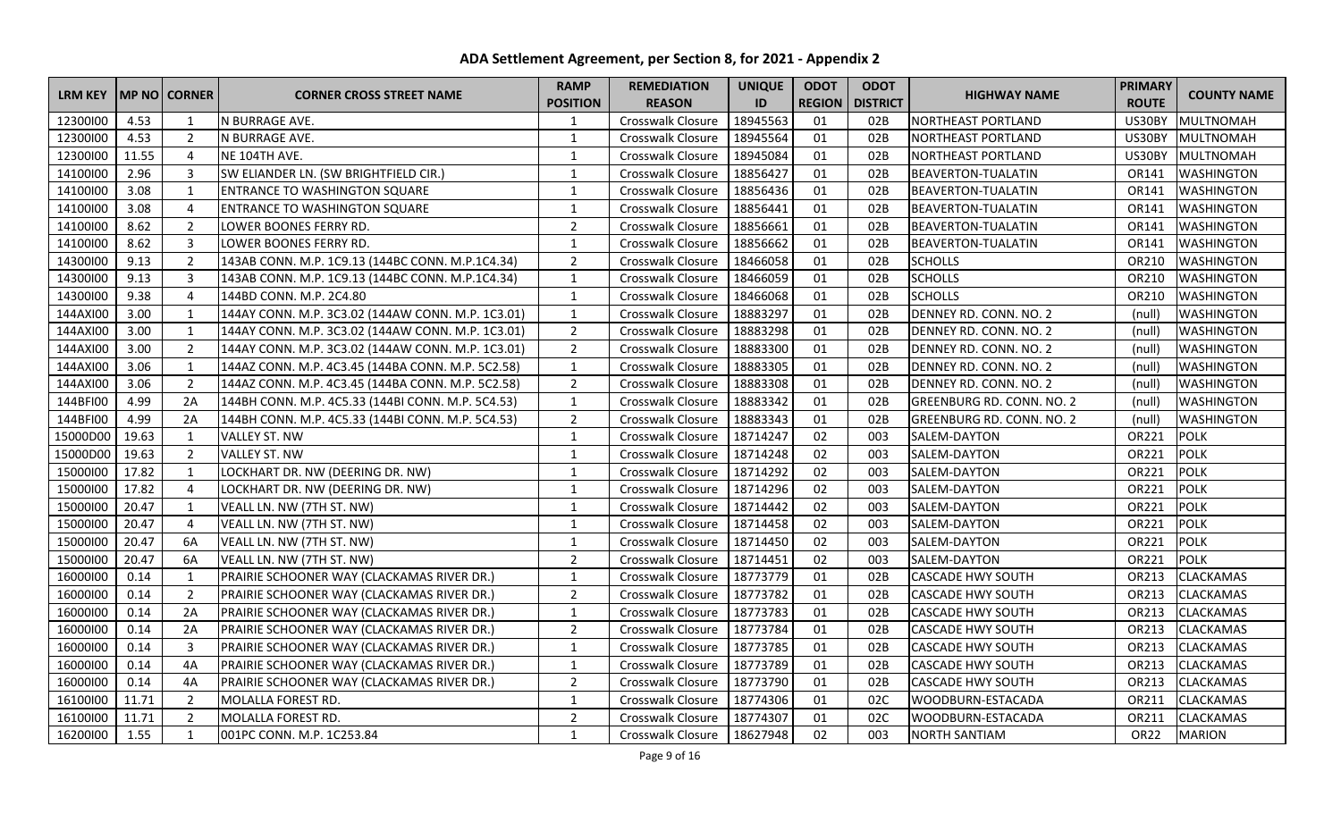# ADA Settlement Agreement, per Section 8, for 2021 - Appendix 2

| LRM KEY | MP NO | CORNER | CORNER CROSS STREET NAME | RAMP POSITION | REMEDIATION REASON | UNIQUE ID | ODOT REGION | ODOT DISTRICT | HIGHWAY NAME | PRIMARY ROUTE | COUNTY NAME |
|---|---|---|---|---|---|---|---|---|---|---|---|
| 12300I00 | 4.53 | 1 | N BURRAGE AVE. | 1 | Crosswalk Closure | 18945563 | 01 | 02B | NORTHEAST PORTLAND | US30BY | MULTNOMAH |
| 12300I00 | 4.53 | 2 | N BURRAGE AVE. | 1 | Crosswalk Closure | 18945564 | 01 | 02B | NORTHEAST PORTLAND | US30BY | MULTNOMAH |
| 12300I00 | 11.55 | 4 | NE 104TH AVE. | 1 | Crosswalk Closure | 18945084 | 01 | 02B | NORTHEAST PORTLAND | US30BY | MULTNOMAH |
| 14100I00 | 2.96 | 3 | SW ELIANDER LN. (SW BRIGHTFIELD CIR.) | 1 | Crosswalk Closure | 18856427 | 01 | 02B | BEAVERTON-TUALATIN | OR141 | WASHINGTON |
| 14100I00 | 3.08 | 1 | ENTRANCE TO WASHINGTON SQUARE | 1 | Crosswalk Closure | 18856436 | 01 | 02B | BEAVERTON-TUALATIN | OR141 | WASHINGTON |
| 14100I00 | 3.08 | 4 | ENTRANCE TO WASHINGTON SQUARE | 1 | Crosswalk Closure | 18856441 | 01 | 02B | BEAVERTON-TUALATIN | OR141 | WASHINGTON |
| 14100I00 | 8.62 | 2 | LOWER BOONES FERRY RD. | 2 | Crosswalk Closure | 18856661 | 01 | 02B | BEAVERTON-TUALATIN | OR141 | WASHINGTON |
| 14100I00 | 8.62 | 3 | LOWER BOONES FERRY RD. | 1 | Crosswalk Closure | 18856662 | 01 | 02B | BEAVERTON-TUALATIN | OR141 | WASHINGTON |
| 14300I00 | 9.13 | 2 | 143AB CONN. M.P. 1C9.13 (144BC CONN. M.P.1C4.34) | 2 | Crosswalk Closure | 18466058 | 01 | 02B | SCHOLLS | OR210 | WASHINGTON |
| 14300I00 | 9.13 | 3 | 143AB CONN. M.P. 1C9.13 (144BC CONN. M.P.1C4.34) | 1 | Crosswalk Closure | 18466059 | 01 | 02B | SCHOLLS | OR210 | WASHINGTON |
| 14300I00 | 9.38 | 4 | 144BD CONN. M.P. 2C4.80 | 1 | Crosswalk Closure | 18466068 | 01 | 02B | SCHOLLS | OR210 | WASHINGTON |
| 144AXI00 | 3.00 | 1 | 144AY CONN. M.P. 3C3.02 (144AW CONN. M.P. 1C3.01) | 1 | Crosswalk Closure | 18883297 | 01 | 02B | DENNEY RD. CONN. NO. 2 | (null) | WASHINGTON |
| 144AXI00 | 3.00 | 1 | 144AY CONN. M.P. 3C3.02 (144AW CONN. M.P. 1C3.01) | 2 | Crosswalk Closure | 18883298 | 01 | 02B | DENNEY RD. CONN. NO. 2 | (null) | WASHINGTON |
| 144AXI00 | 3.00 | 2 | 144AY CONN. M.P. 3C3.02 (144AW CONN. M.P. 1C3.01) | 2 | Crosswalk Closure | 18883300 | 01 | 02B | DENNEY RD. CONN. NO. 2 | (null) | WASHINGTON |
| 144AXI00 | 3.06 | 1 | 144AZ CONN. M.P. 4C3.45 (144BA CONN. M.P. 5C2.58) | 1 | Crosswalk Closure | 18883305 | 01 | 02B | DENNEY RD. CONN. NO. 2 | (null) | WASHINGTON |
| 144AXI00 | 3.06 | 2 | 144AZ CONN. M.P. 4C3.45 (144BA CONN. M.P. 5C2.58) | 2 | Crosswalk Closure | 18883308 | 01 | 02B | DENNEY RD. CONN. NO. 2 | (null) | WASHINGTON |
| 144BFI00 | 4.99 | 2A | 144BH CONN. M.P. 4C5.33 (144BI CONN. M.P. 5C4.53) | 1 | Crosswalk Closure | 18883342 | 01 | 02B | GREENBURG RD. CONN. NO. 2 | (null) | WASHINGTON |
| 144BFI00 | 4.99 | 2A | 144BH CONN. M.P. 4C5.33 (144BI CONN. M.P. 5C4.53) | 2 | Crosswalk Closure | 18883343 | 01 | 02B | GREENBURG RD. CONN. NO. 2 | (null) | WASHINGTON |
| 15000D00 | 19.63 | 1 | VALLEY ST. NW | 1 | Crosswalk Closure | 18714247 | 02 | 003 | SALEM-DAYTON | OR221 | POLK |
| 15000D00 | 19.63 | 2 | VALLEY ST. NW | 1 | Crosswalk Closure | 18714248 | 02 | 003 | SALEM-DAYTON | OR221 | POLK |
| 15000I00 | 17.82 | 1 | LOCKHART DR. NW (DEERING DR. NW) | 1 | Crosswalk Closure | 18714292 | 02 | 003 | SALEM-DAYTON | OR221 | POLK |
| 15000I00 | 17.82 | 4 | LOCKHART DR. NW (DEERING DR. NW) | 1 | Crosswalk Closure | 18714296 | 02 | 003 | SALEM-DAYTON | OR221 | POLK |
| 15000I00 | 20.47 | 1 | VEALL LN. NW (7TH ST. NW) | 1 | Crosswalk Closure | 18714442 | 02 | 003 | SALEM-DAYTON | OR221 | POLK |
| 15000I00 | 20.47 | 4 | VEALL LN. NW (7TH ST. NW) | 1 | Crosswalk Closure | 18714458 | 02 | 003 | SALEM-DAYTON | OR221 | POLK |
| 15000I00 | 20.47 | 6A | VEALL LN. NW (7TH ST. NW) | 1 | Crosswalk Closure | 18714450 | 02 | 003 | SALEM-DAYTON | OR221 | POLK |
| 15000I00 | 20.47 | 6A | VEALL LN. NW (7TH ST. NW) | 2 | Crosswalk Closure | 18714451 | 02 | 003 | SALEM-DAYTON | OR221 | POLK |
| 16000I00 | 0.14 | 1 | PRAIRIE SCHOONER WAY (CLACKAMAS RIVER DR.) | 1 | Crosswalk Closure | 18773779 | 01 | 02B | CASCADE HWY SOUTH | OR213 | CLACKAMAS |
| 16000I00 | 0.14 | 2 | PRAIRIE SCHOONER WAY (CLACKAMAS RIVER DR.) | 2 | Crosswalk Closure | 18773782 | 01 | 02B | CASCADE HWY SOUTH | OR213 | CLACKAMAS |
| 16000I00 | 0.14 | 2A | PRAIRIE SCHOONER WAY (CLACKAMAS RIVER DR.) | 1 | Crosswalk Closure | 18773783 | 01 | 02B | CASCADE HWY SOUTH | OR213 | CLACKAMAS |
| 16000I00 | 0.14 | 2A | PRAIRIE SCHOONER WAY (CLACKAMAS RIVER DR.) | 2 | Crosswalk Closure | 18773784 | 01 | 02B | CASCADE HWY SOUTH | OR213 | CLACKAMAS |
| 16000I00 | 0.14 | 3 | PRAIRIE SCHOONER WAY (CLACKAMAS RIVER DR.) | 1 | Crosswalk Closure | 18773785 | 01 | 02B | CASCADE HWY SOUTH | OR213 | CLACKAMAS |
| 16000I00 | 0.14 | 4A | PRAIRIE SCHOONER WAY (CLACKAMAS RIVER DR.) | 1 | Crosswalk Closure | 18773789 | 01 | 02B | CASCADE HWY SOUTH | OR213 | CLACKAMAS |
| 16000I00 | 0.14 | 4A | PRAIRIE SCHOONER WAY (CLACKAMAS RIVER DR.) | 2 | Crosswalk Closure | 18773790 | 01 | 02B | CASCADE HWY SOUTH | OR213 | CLACKAMAS |
| 16100I00 | 11.71 | 2 | MOLALLA FOREST RD. | 1 | Crosswalk Closure | 18774306 | 01 | 02C | WOODBURN-ESTACADA | OR211 | CLACKAMAS |
| 16100I00 | 11.71 | 2 | MOLALLA FOREST RD. | 2 | Crosswalk Closure | 18774307 | 01 | 02C | WOODBURN-ESTACADA | OR211 | CLACKAMAS |
| 16200I00 | 1.55 | 1 | 001PC CONN. M.P. 1C253.84 | 1 | Crosswalk Closure | 18627948 | 02 | 003 | NORTH SANTIAM | OR22 | MARION |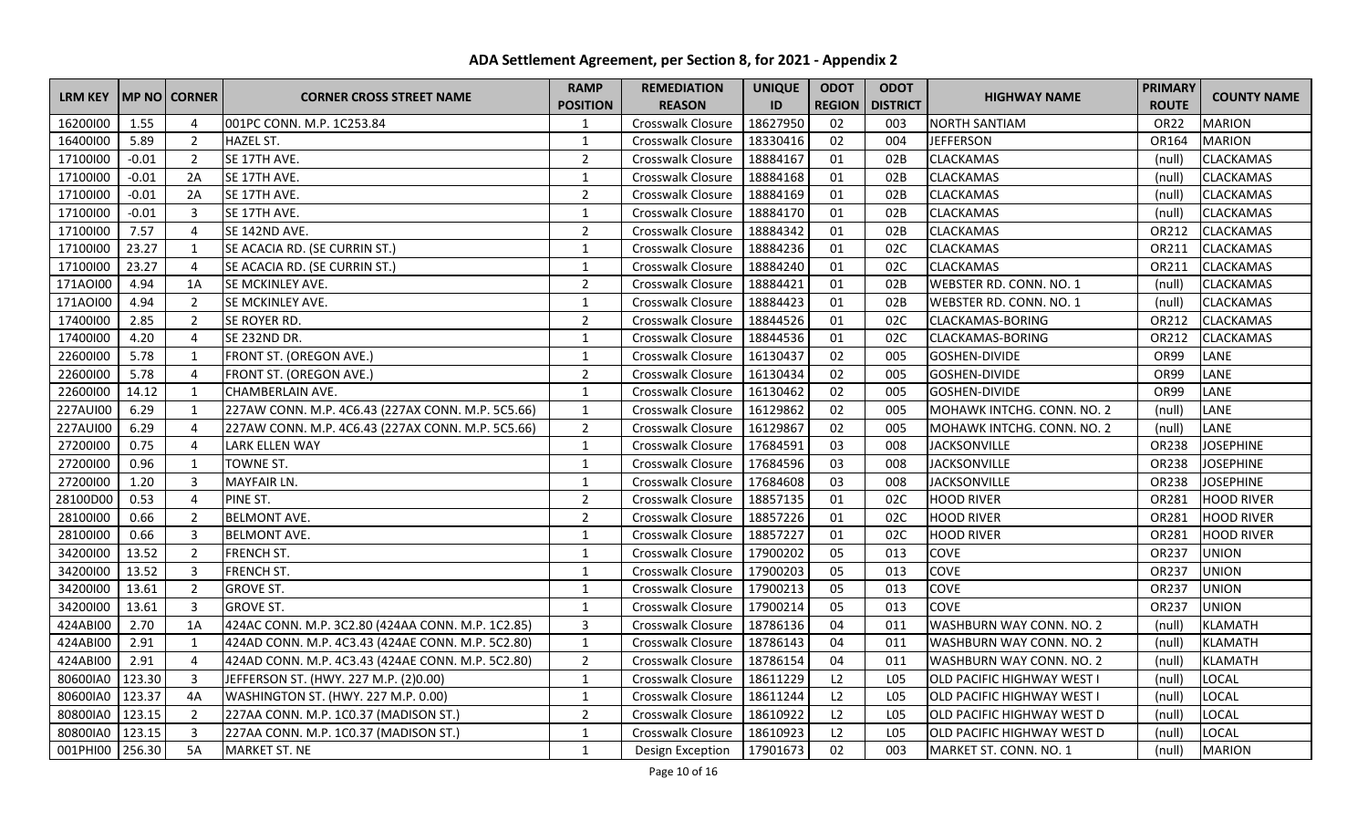# ADA Settlement Agreement, per Section 8, for 2021 - Appendix 2

| LRM KEY | MP NO | CORNER | CORNER CROSS STREET NAME | RAMP POSITION | REMEDIATION REASON | UNIQUE ID | ODOT REGION | ODOT DISTRICT | HIGHWAY NAME | PRIMARY ROUTE | COUNTY NAME |
|---|---|---|---|---|---|---|---|---|---|---|---|
| 16200I00 | 1.55 | 4 | 001PC CONN. M.P. 1C253.84 | 1 | Crosswalk Closure | 18627950 | 02 | 003 | NORTH SANTIAM | OR22 | MARION |
| 16400I00 | 5.89 | 2 | HAZEL ST. | 1 | Crosswalk Closure | 18330416 | 02 | 004 | JEFFERSON | OR164 | MARION |
| 17100I00 | -0.01 | 2 | SE 17TH AVE. | 2 | Crosswalk Closure | 18884167 | 01 | 02B | CLACKAMAS | (null) | CLACKAMAS |
| 17100I00 | -0.01 | 2A | SE 17TH AVE. | 1 | Crosswalk Closure | 18884168 | 01 | 02B | CLACKAMAS | (null) | CLACKAMAS |
| 17100I00 | -0.01 | 2A | SE 17TH AVE. | 2 | Crosswalk Closure | 18884169 | 01 | 02B | CLACKAMAS | (null) | CLACKAMAS |
| 17100I00 | -0.01 | 3 | SE 17TH AVE. | 1 | Crosswalk Closure | 18884170 | 01 | 02B | CLACKAMAS | (null) | CLACKAMAS |
| 17100I00 | 7.57 | 4 | SE 142ND AVE. | 2 | Crosswalk Closure | 18884342 | 01 | 02B | CLACKAMAS | OR212 | CLACKAMAS |
| 17100I00 | 23.27 | 1 | SE ACACIA RD. (SE CURRIN ST.) | 1 | Crosswalk Closure | 18884236 | 01 | 02C | CLACKAMAS | OR211 | CLACKAMAS |
| 17100I00 | 23.27 | 4 | SE ACACIA RD. (SE CURRIN ST.) | 1 | Crosswalk Closure | 18884240 | 01 | 02C | CLACKAMAS | OR211 | CLACKAMAS |
| 171AOI00 | 4.94 | 1A | SE MCKINLEY AVE. | 2 | Crosswalk Closure | 18884421 | 01 | 02B | WEBSTER RD. CONN. NO. 1 | (null) | CLACKAMAS |
| 171AOI00 | 4.94 | 2 | SE MCKINLEY AVE. | 1 | Crosswalk Closure | 18884423 | 01 | 02B | WEBSTER RD. CONN. NO. 1 | (null) | CLACKAMAS |
| 17400I00 | 2.85 | 2 | SE ROYER RD. | 2 | Crosswalk Closure | 18844526 | 01 | 02C | CLACKAMAS-BORING | OR212 | CLACKAMAS |
| 17400I00 | 4.20 | 4 | SE 232ND DR. | 1 | Crosswalk Closure | 18844536 | 01 | 02C | CLACKAMAS-BORING | OR212 | CLACKAMAS |
| 22600I00 | 5.78 | 1 | FRONT ST. (OREGON AVE.) | 1 | Crosswalk Closure | 16130437 | 02 | 005 | GOSHEN-DIVIDE | OR99 | LANE |
| 22600I00 | 5.78 | 4 | FRONT ST. (OREGON AVE.) | 2 | Crosswalk Closure | 16130434 | 02 | 005 | GOSHEN-DIVIDE | OR99 | LANE |
| 22600I00 | 14.12 | 1 | CHAMBERLAIN AVE. | 1 | Crosswalk Closure | 16130462 | 02 | 005 | GOSHEN-DIVIDE | OR99 | LANE |
| 227AUI00 | 6.29 | 1 | 227AW CONN. M.P. 4C6.43 (227AX CONN. M.P. 5C5.66) | 1 | Crosswalk Closure | 16129862 | 02 | 005 | MOHAWK INTCHG. CONN. NO. 2 | (null) | LANE |
| 227AUI00 | 6.29 | 4 | 227AW CONN. M.P. 4C6.43 (227AX CONN. M.P. 5C5.66) | 2 | Crosswalk Closure | 16129867 | 02 | 005 | MOHAWK INTCHG. CONN. NO. 2 | (null) | LANE |
| 27200I00 | 0.75 | 4 | LARK ELLEN WAY | 1 | Crosswalk Closure | 17684591 | 03 | 008 | JACKSONVILLE | OR238 | JOSEPHINE |
| 27200I00 | 0.96 | 1 | TOWNE ST. | 1 | Crosswalk Closure | 17684596 | 03 | 008 | JACKSONVILLE | OR238 | JOSEPHINE |
| 27200I00 | 1.20 | 3 | MAYFAIR LN. | 1 | Crosswalk Closure | 17684608 | 03 | 008 | JACKSONVILLE | OR238 | JOSEPHINE |
| 28100D00 | 0.53 | 4 | PINE ST. | 2 | Crosswalk Closure | 18857135 | 01 | 02C | HOOD RIVER | OR281 | HOOD RIVER |
| 28100I00 | 0.66 | 2 | BELMONT AVE. | 2 | Crosswalk Closure | 18857226 | 01 | 02C | HOOD RIVER | OR281 | HOOD RIVER |
| 28100I00 | 0.66 | 3 | BELMONT AVE. | 1 | Crosswalk Closure | 18857227 | 01 | 02C | HOOD RIVER | OR281 | HOOD RIVER |
| 34200I00 | 13.52 | 2 | FRENCH ST. | 1 | Crosswalk Closure | 17900202 | 05 | 013 | COVE | OR237 | UNION |
| 34200I00 | 13.52 | 3 | FRENCH ST. | 1 | Crosswalk Closure | 17900203 | 05 | 013 | COVE | OR237 | UNION |
| 34200I00 | 13.61 | 2 | GROVE ST. | 1 | Crosswalk Closure | 17900213 | 05 | 013 | COVE | OR237 | UNION |
| 34200I00 | 13.61 | 3 | GROVE ST. | 1 | Crosswalk Closure | 17900214 | 05 | 013 | COVE | OR237 | UNION |
| 424ABI00 | 2.70 | 1A | 424AC CONN. M.P. 3C2.80 (424AA CONN. M.P. 1C2.85) | 3 | Crosswalk Closure | 18786136 | 04 | 011 | WASHBURN WAY CONN. NO. 2 | (null) | KLAMATH |
| 424ABI00 | 2.91 | 1 | 424AD CONN. M.P. 4C3.43 (424AE CONN. M.P. 5C2.80) | 1 | Crosswalk Closure | 18786143 | 04 | 011 | WASHBURN WAY CONN. NO. 2 | (null) | KLAMATH |
| 424ABI00 | 2.91 | 4 | 424AD CONN. M.P. 4C3.43 (424AE CONN. M.P. 5C2.80) | 2 | Crosswalk Closure | 18786154 | 04 | 011 | WASHBURN WAY CONN. NO. 2 | (null) | KLAMATH |
| 80600IA0 | 123.30 | 3 | JEFFERSON ST. (HWY. 227 M.P. (2)0.00) | 1 | Crosswalk Closure | 18611229 | L2 | L05 | OLD PACIFIC HIGHWAY WEST I | (null) | LOCAL |
| 80600IA0 | 123.37 | 4A | WASHINGTON ST. (HWY. 227 M.P. 0.00) | 1 | Crosswalk Closure | 18611244 | L2 | L05 | OLD PACIFIC HIGHWAY WEST I | (null) | LOCAL |
| 80800IA0 | 123.15 | 2 | 227AA CONN. M.P. 1C0.37 (MADISON ST.) | 2 | Crosswalk Closure | 18610922 | L2 | L05 | OLD PACIFIC HIGHWAY WEST D | (null) | LOCAL |
| 80800IA0 | 123.15 | 3 | 227AA CONN. M.P. 1C0.37 (MADISON ST.) | 1 | Crosswalk Closure | 18610923 | L2 | L05 | OLD PACIFIC HIGHWAY WEST D | (null) | LOCAL |
| 001PHI00 | 256.30 | 5A | MARKET ST. NE | 1 | Design Exception | 17901673 | 02 | 003 | MARKET ST. CONN. NO. 1 | (null) | MARION |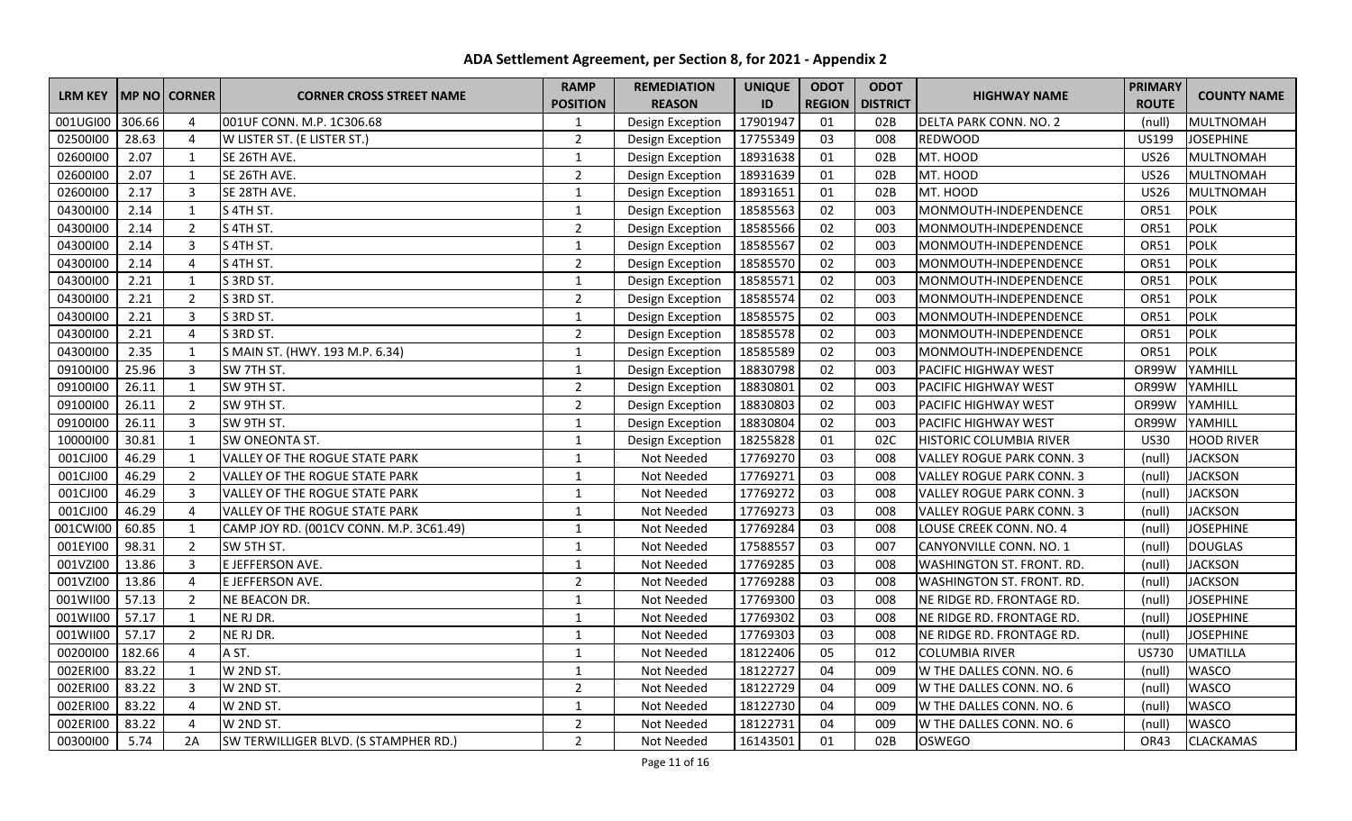# ADA Settlement Agreement, per Section 8, for 2021 - Appendix 2

| LRM KEY | MP NO | CORNER | CORNER CROSS STREET NAME | RAMP POSITION | REMEDIATION REASON | UNIQUE ID | ODOT REGION | ODOT DISTRICT | HIGHWAY NAME | PRIMARY ROUTE | COUNTY NAME |
|---|---|---|---|---|---|---|---|---|---|---|---|
| 001UGI00 | 306.66 | 4 | 001UF CONN. M.P. 1C306.68 | 1 | Design Exception | 17901947 | 01 | 02B | DELTA PARK CONN. NO. 2 | (null) | MULTNOMAH |
| 02500I00 | 28.63 | 4 | W LISTER ST. (E LISTER ST.) | 2 | Design Exception | 17755349 | 03 | 008 | REDWOOD | US199 | JOSEPHINE |
| 02600I00 | 2.07 | 1 | SE 26TH AVE. | 1 | Design Exception | 18931638 | 01 | 02B | MT. HOOD | US26 | MULTNOMAH |
| 02600I00 | 2.07 | 1 | SE 26TH AVE. | 2 | Design Exception | 18931639 | 01 | 02B | MT. HOOD | US26 | MULTNOMAH |
| 02600I00 | 2.17 | 3 | SE 28TH AVE. | 1 | Design Exception | 18931651 | 01 | 02B | MT. HOOD | US26 | MULTNOMAH |
| 04300I00 | 2.14 | 1 | S 4TH ST. | 1 | Design Exception | 18585563 | 02 | 003 | MONMOUTH-INDEPENDENCE | OR51 | POLK |
| 04300I00 | 2.14 | 2 | S 4TH ST. | 2 | Design Exception | 18585566 | 02 | 003 | MONMOUTH-INDEPENDENCE | OR51 | POLK |
| 04300I00 | 2.14 | 3 | S 4TH ST. | 1 | Design Exception | 18585567 | 02 | 003 | MONMOUTH-INDEPENDENCE | OR51 | POLK |
| 04300I00 | 2.14 | 4 | S 4TH ST. | 2 | Design Exception | 18585570 | 02 | 003 | MONMOUTH-INDEPENDENCE | OR51 | POLK |
| 04300I00 | 2.21 | 1 | S 3RD ST. | 1 | Design Exception | 18585571 | 02 | 003 | MONMOUTH-INDEPENDENCE | OR51 | POLK |
| 04300I00 | 2.21 | 2 | S 3RD ST. | 2 | Design Exception | 18585574 | 02 | 003 | MONMOUTH-INDEPENDENCE | OR51 | POLK |
| 04300I00 | 2.21 | 3 | S 3RD ST. | 1 | Design Exception | 18585575 | 02 | 003 | MONMOUTH-INDEPENDENCE | OR51 | POLK |
| 04300I00 | 2.21 | 4 | S 3RD ST. | 2 | Design Exception | 18585578 | 02 | 003 | MONMOUTH-INDEPENDENCE | OR51 | POLK |
| 04300I00 | 2.35 | 1 | S MAIN ST. (HWY. 193 M.P. 6.34) | 1 | Design Exception | 18585589 | 02 | 003 | MONMOUTH-INDEPENDENCE | OR51 | POLK |
| 09100I00 | 25.96 | 3 | SW 7TH ST. | 1 | Design Exception | 18830798 | 02 | 003 | PACIFIC HIGHWAY WEST | OR99W | YAMHILL |
| 09100I00 | 26.11 | 1 | SW 9TH ST. | 2 | Design Exception | 18830801 | 02 | 003 | PACIFIC HIGHWAY WEST | OR99W | YAMHILL |
| 09100I00 | 26.11 | 2 | SW 9TH ST. | 2 | Design Exception | 18830803 | 02 | 003 | PACIFIC HIGHWAY WEST | OR99W | YAMHILL |
| 09100I00 | 26.11 | 3 | SW 9TH ST. | 1 | Design Exception | 18830804 | 02 | 003 | PACIFIC HIGHWAY WEST | OR99W | YAMHILL |
| 10000I00 | 30.81 | 1 | SW ONEONTA ST. | 1 | Design Exception | 18255828 | 01 | 02C | HISTORIC COLUMBIA RIVER | US30 | HOOD RIVER |
| 001CJI00 | 46.29 | 1 | VALLEY OF THE ROGUE STATE PARK | 1 | Not Needed | 17769270 | 03 | 008 | VALLEY ROGUE PARK CONN. 3 | (null) | JACKSON |
| 001CJI00 | 46.29 | 2 | VALLEY OF THE ROGUE STATE PARK | 1 | Not Needed | 17769271 | 03 | 008 | VALLEY ROGUE PARK CONN. 3 | (null) | JACKSON |
| 001CJI00 | 46.29 | 3 | VALLEY OF THE ROGUE STATE PARK | 1 | Not Needed | 17769272 | 03 | 008 | VALLEY ROGUE PARK CONN. 3 | (null) | JACKSON |
| 001CJI00 | 46.29 | 4 | VALLEY OF THE ROGUE STATE PARK | 1 | Not Needed | 17769273 | 03 | 008 | VALLEY ROGUE PARK CONN. 3 | (null) | JACKSON |
| 001CWI00 | 60.85 | 1 | CAMP JOY RD. (001CV CONN. M.P. 3C61.49) | 1 | Not Needed | 17769284 | 03 | 008 | LOUSE CREEK CONN. NO. 4 | (null) | JOSEPHINE |
| 001EYI00 | 98.31 | 2 | SW 5TH ST. | 1 | Not Needed | 17588557 | 03 | 007 | CANYONVILLE CONN. NO. 1 | (null) | DOUGLAS |
| 001VZI00 | 13.86 | 3 | E JEFFERSON AVE. | 1 | Not Needed | 17769285 | 03 | 008 | WASHINGTON ST. FRONT. RD. | (null) | JACKSON |
| 001VZI00 | 13.86 | 4 | E JEFFERSON AVE. | 2 | Not Needed | 17769288 | 03 | 008 | WASHINGTON ST. FRONT. RD. | (null) | JACKSON |
| 001WII00 | 57.13 | 2 | NE BEACON DR. | 1 | Not Needed | 17769300 | 03 | 008 | NE RIDGE RD. FRONTAGE RD. | (null) | JOSEPHINE |
| 001WII00 | 57.17 | 1 | NE RJ DR. | 1 | Not Needed | 17769302 | 03 | 008 | NE RIDGE RD. FRONTAGE RD. | (null) | JOSEPHINE |
| 001WII00 | 57.17 | 2 | NE RJ DR. | 1 | Not Needed | 17769303 | 03 | 008 | NE RIDGE RD. FRONTAGE RD. | (null) | JOSEPHINE |
| 00200I00 | 182.66 | 4 | A ST. | 1 | Not Needed | 18122406 | 05 | 012 | COLUMBIA RIVER | US730 | UMATILLA |
| 002ERI00 | 83.22 | 1 | W 2ND ST. | 1 | Not Needed | 18122727 | 04 | 009 | W THE DALLES CONN. NO. 6 | (null) | WASCO |
| 002ERI00 | 83.22 | 3 | W 2ND ST. | 2 | Not Needed | 18122729 | 04 | 009 | W THE DALLES CONN. NO. 6 | (null) | WASCO |
| 002ERI00 | 83.22 | 4 | W 2ND ST. | 1 | Not Needed | 18122730 | 04 | 009 | W THE DALLES CONN. NO. 6 | (null) | WASCO |
| 002ERI00 | 83.22 | 4 | W 2ND ST. | 2 | Not Needed | 18122731 | 04 | 009 | W THE DALLES CONN. NO. 6 | (null) | WASCO |
| 00300I00 | 5.74 | 2A | SW TERWILLIGER BLVD. (S STAMPHER RD.) | 2 | Not Needed | 16143501 | 01 | 02B | OSWEGO | OR43 | CLACKAMAS |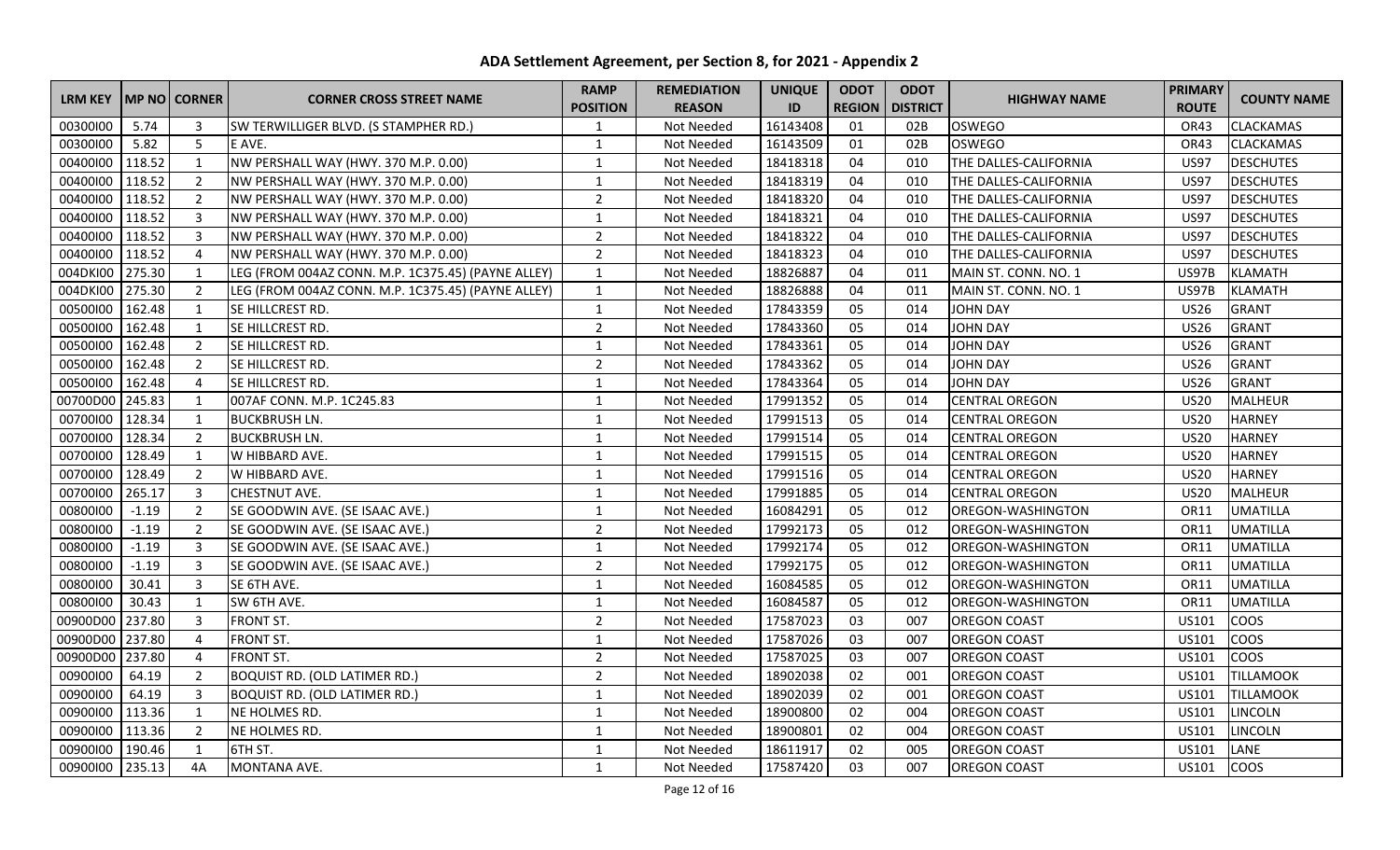# ADA Settlement Agreement, per Section 8, for 2021 - Appendix 2

| LRM KEY | MP NO | CORNER | CORNER CROSS STREET NAME | RAMP POSITION | REMEDIATION REASON | UNIQUE ID | ODOT REGION | ODOT DISTRICT | HIGHWAY NAME | PRIMARY ROUTE | COUNTY NAME |
|---|---|---|---|---|---|---|---|---|---|---|---|
| 00300I00 | 5.74 | 3 | SW TERWILLIGER BLVD. (S STAMPHER RD.) | 1 | Not Needed | 16143408 | 01 | 02B | OSWEGO | OR43 | CLACKAMAS |
| 00300I00 | 5.82 | 5 | E AVE. | 1 | Not Needed | 16143509 | 01 | 02B | OSWEGO | OR43 | CLACKAMAS |
| 00400I00 | 118.52 | 1 | NW PERSHALL WAY (HWY. 370 M.P. 0.00) | 1 | Not Needed | 18418318 | 04 | 010 | THE DALLES-CALIFORNIA | US97 | DESCHUTES |
| 00400I00 | 118.52 | 2 | NW PERSHALL WAY (HWY. 370 M.P. 0.00) | 1 | Not Needed | 18418319 | 04 | 010 | THE DALLES-CALIFORNIA | US97 | DESCHUTES |
| 00400I00 | 118.52 | 2 | NW PERSHALL WAY (HWY. 370 M.P. 0.00) | 2 | Not Needed | 18418320 | 04 | 010 | THE DALLES-CALIFORNIA | US97 | DESCHUTES |
| 00400I00 | 118.52 | 3 | NW PERSHALL WAY (HWY. 370 M.P. 0.00) | 1 | Not Needed | 18418321 | 04 | 010 | THE DALLES-CALIFORNIA | US97 | DESCHUTES |
| 00400I00 | 118.52 | 3 | NW PERSHALL WAY (HWY. 370 M.P. 0.00) | 2 | Not Needed | 18418322 | 04 | 010 | THE DALLES-CALIFORNIA | US97 | DESCHUTES |
| 00400I00 | 118.52 | 4 | NW PERSHALL WAY (HWY. 370 M.P. 0.00) | 2 | Not Needed | 18418323 | 04 | 010 | THE DALLES-CALIFORNIA | US97 | DESCHUTES |
| 004DKI00 | 275.30 | 1 | LEG (FROM 004AZ CONN. M.P. 1C375.45) (PAYNE ALLEY) | 1 | Not Needed | 18826887 | 04 | 011 | MAIN ST. CONN. NO. 1 | US97B | KLAMATH |
| 004DKI00 | 275.30 | 2 | LEG (FROM 004AZ CONN. M.P. 1C375.45) (PAYNE ALLEY) | 1 | Not Needed | 18826888 | 04 | 011 | MAIN ST. CONN. NO. 1 | US97B | KLAMATH |
| 00500I00 | 162.48 | 1 | SE HILLCREST RD. | 1 | Not Needed | 17843359 | 05 | 014 | JOHN DAY | US26 | GRANT |
| 00500I00 | 162.48 | 1 | SE HILLCREST RD. | 2 | Not Needed | 17843360 | 05 | 014 | JOHN DAY | US26 | GRANT |
| 00500I00 | 162.48 | 2 | SE HILLCREST RD. | 1 | Not Needed | 17843361 | 05 | 014 | JOHN DAY | US26 | GRANT |
| 00500I00 | 162.48 | 2 | SE HILLCREST RD. | 2 | Not Needed | 17843362 | 05 | 014 | JOHN DAY | US26 | GRANT |
| 00500I00 | 162.48 | 4 | SE HILLCREST RD. | 1 | Not Needed | 17843364 | 05 | 014 | JOHN DAY | US26 | GRANT |
| 00700D00 | 245.83 | 1 | 007AF CONN. M.P. 1C245.83 | 1 | Not Needed | 17991352 | 05 | 014 | CENTRAL OREGON | US20 | MALHEUR |
| 00700I00 | 128.34 | 1 | BUCKBRUSH LN. | 1 | Not Needed | 17991513 | 05 | 014 | CENTRAL OREGON | US20 | HARNEY |
| 00700I00 | 128.34 | 2 | BUCKBRUSH LN. | 1 | Not Needed | 17991514 | 05 | 014 | CENTRAL OREGON | US20 | HARNEY |
| 00700I00 | 128.49 | 1 | W HIBBARD AVE. | 1 | Not Needed | 17991515 | 05 | 014 | CENTRAL OREGON | US20 | HARNEY |
| 00700I00 | 128.49 | 2 | W HIBBARD AVE. | 1 | Not Needed | 17991516 | 05 | 014 | CENTRAL OREGON | US20 | HARNEY |
| 00700I00 | 265.17 | 3 | CHESTNUT AVE. | 1 | Not Needed | 17991885 | 05 | 014 | CENTRAL OREGON | US20 | MALHEUR |
| 00800I00 | -1.19 | 2 | SE GOODWIN AVE. (SE ISAAC AVE.) | 1 | Not Needed | 16084291 | 05 | 012 | OREGON-WASHINGTON | OR11 | UMATILLA |
| 00800I00 | -1.19 | 2 | SE GOODWIN AVE. (SE ISAAC AVE.) | 2 | Not Needed | 17992173 | 05 | 012 | OREGON-WASHINGTON | OR11 | UMATILLA |
| 00800I00 | -1.19 | 3 | SE GOODWIN AVE. (SE ISAAC AVE.) | 1 | Not Needed | 17992174 | 05 | 012 | OREGON-WASHINGTON | OR11 | UMATILLA |
| 00800I00 | -1.19 | 3 | SE GOODWIN AVE. (SE ISAAC AVE.) | 2 | Not Needed | 17992175 | 05 | 012 | OREGON-WASHINGTON | OR11 | UMATILLA |
| 00800I00 | 30.41 | 3 | SE 6TH AVE. | 1 | Not Needed | 16084585 | 05 | 012 | OREGON-WASHINGTON | OR11 | UMATILLA |
| 00800I00 | 30.43 | 1 | SW 6TH AVE. | 1 | Not Needed | 16084587 | 05 | 012 | OREGON-WASHINGTON | OR11 | UMATILLA |
| 00900D00 | 237.80 | 3 | FRONT ST. | 2 | Not Needed | 17587023 | 03 | 007 | OREGON COAST | US101 | COOS |
| 00900D00 | 237.80 | 4 | FRONT ST. | 1 | Not Needed | 17587026 | 03 | 007 | OREGON COAST | US101 | COOS |
| 00900D00 | 237.80 | 4 | FRONT ST. | 2 | Not Needed | 17587025 | 03 | 007 | OREGON COAST | US101 | COOS |
| 00900I00 | 64.19 | 2 | BOQUIST RD. (OLD LATIMER RD.) | 2 | Not Needed | 18902038 | 02 | 001 | OREGON COAST | US101 | TILLAMOOK |
| 00900I00 | 64.19 | 3 | BOQUIST RD. (OLD LATIMER RD.) | 1 | Not Needed | 18902039 | 02 | 001 | OREGON COAST | US101 | TILLAMOOK |
| 00900I00 | 113.36 | 1 | NE HOLMES RD. | 1 | Not Needed | 18900800 | 02 | 004 | OREGON COAST | US101 | LINCOLN |
| 00900I00 | 113.36 | 2 | NE HOLMES RD. | 1 | Not Needed | 18900801 | 02 | 004 | OREGON COAST | US101 | LINCOLN |
| 00900I00 | 190.46 | 1 | 6TH ST. | 1 | Not Needed | 18611917 | 02 | 005 | OREGON COAST | US101 | LANE |
| 00900I00 | 235.13 | 4A | MONTANA AVE. | 1 | Not Needed | 17587420 | 03 | 007 | OREGON COAST | US101 | COOS |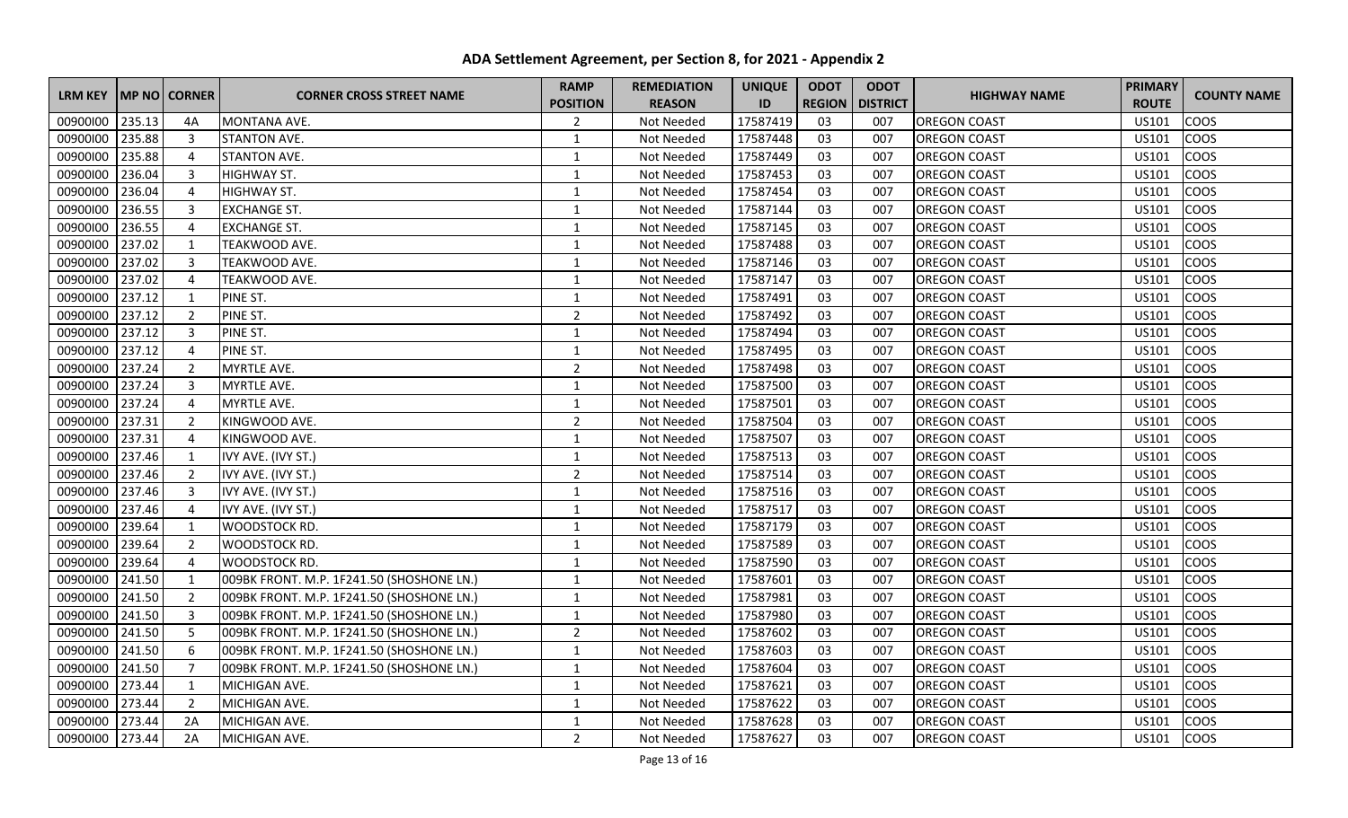# ADA Settlement Agreement, per Section 8, for 2021 - Appendix 2

| LRM KEY | MP NO | CORNER | CORNER CROSS STREET NAME | RAMP POSITION | REMEDIATION REASON | UNIQUE ID | ODOT REGION | ODOT DISTRICT | HIGHWAY NAME | PRIMARY ROUTE | COUNTY NAME |
|---|---|---|---|---|---|---|---|---|---|---|---|
| 00900I00 | 235.13 | 4A | MONTANA AVE. | 2 | Not Needed | 17587419 | 03 | 007 | OREGON COAST | US101 | COOS |
| 00900I00 | 235.88 | 3 | STANTON AVE. | 1 | Not Needed | 17587448 | 03 | 007 | OREGON COAST | US101 | COOS |
| 00900I00 | 235.88 | 4 | STANTON AVE. | 1 | Not Needed | 17587449 | 03 | 007 | OREGON COAST | US101 | COOS |
| 00900I00 | 236.04 | 3 | HIGHWAY ST. | 1 | Not Needed | 17587453 | 03 | 007 | OREGON COAST | US101 | COOS |
| 00900I00 | 236.04 | 4 | HIGHWAY ST. | 1 | Not Needed | 17587454 | 03 | 007 | OREGON COAST | US101 | COOS |
| 00900I00 | 236.55 | 3 | EXCHANGE ST. | 1 | Not Needed | 17587144 | 03 | 007 | OREGON COAST | US101 | COOS |
| 00900I00 | 236.55 | 4 | EXCHANGE ST. | 1 | Not Needed | 17587145 | 03 | 007 | OREGON COAST | US101 | COOS |
| 00900I00 | 237.02 | 1 | TEAKWOOD AVE. | 1 | Not Needed | 17587488 | 03 | 007 | OREGON COAST | US101 | COOS |
| 00900I00 | 237.02 | 3 | TEAKWOOD AVE. | 1 | Not Needed | 17587146 | 03 | 007 | OREGON COAST | US101 | COOS |
| 00900I00 | 237.02 | 4 | TEAKWOOD AVE. | 1 | Not Needed | 17587147 | 03 | 007 | OREGON COAST | US101 | COOS |
| 00900I00 | 237.12 | 1 | PINE ST. | 1 | Not Needed | 17587491 | 03 | 007 | OREGON COAST | US101 | COOS |
| 00900I00 | 237.12 | 2 | PINE ST. | 2 | Not Needed | 17587492 | 03 | 007 | OREGON COAST | US101 | COOS |
| 00900I00 | 237.12 | 3 | PINE ST. | 1 | Not Needed | 17587494 | 03 | 007 | OREGON COAST | US101 | COOS |
| 00900I00 | 237.12 | 4 | PINE ST. | 1 | Not Needed | 17587495 | 03 | 007 | OREGON COAST | US101 | COOS |
| 00900I00 | 237.24 | 2 | MYRTLE AVE. | 2 | Not Needed | 17587498 | 03 | 007 | OREGON COAST | US101 | COOS |
| 00900I00 | 237.24 | 3 | MYRTLE AVE. | 1 | Not Needed | 17587500 | 03 | 007 | OREGON COAST | US101 | COOS |
| 00900I00 | 237.24 | 4 | MYRTLE AVE. | 1 | Not Needed | 17587501 | 03 | 007 | OREGON COAST | US101 | COOS |
| 00900I00 | 237.31 | 2 | KINGWOOD AVE. | 2 | Not Needed | 17587504 | 03 | 007 | OREGON COAST | US101 | COOS |
| 00900I00 | 237.31 | 4 | KINGWOOD AVE. | 1 | Not Needed | 17587507 | 03 | 007 | OREGON COAST | US101 | COOS |
| 00900I00 | 237.46 | 1 | IVY AVE. (IVY ST.) | 1 | Not Needed | 17587513 | 03 | 007 | OREGON COAST | US101 | COOS |
| 00900I00 | 237.46 | 2 | IVY AVE. (IVY ST.) | 2 | Not Needed | 17587514 | 03 | 007 | OREGON COAST | US101 | COOS |
| 00900I00 | 237.46 | 3 | IVY AVE. (IVY ST.) | 1 | Not Needed | 17587516 | 03 | 007 | OREGON COAST | US101 | COOS |
| 00900I00 | 237.46 | 4 | IVY AVE. (IVY ST.) | 1 | Not Needed | 17587517 | 03 | 007 | OREGON COAST | US101 | COOS |
| 00900I00 | 239.64 | 1 | WOODSTOCK RD. | 1 | Not Needed | 17587179 | 03 | 007 | OREGON COAST | US101 | COOS |
| 00900I00 | 239.64 | 2 | WOODSTOCK RD. | 1 | Not Needed | 17587589 | 03 | 007 | OREGON COAST | US101 | COOS |
| 00900I00 | 239.64 | 4 | WOODSTOCK RD. | 1 | Not Needed | 17587590 | 03 | 007 | OREGON COAST | US101 | COOS |
| 00900I00 | 241.50 | 1 | 009BK FRONT. M.P. 1F241.50 (SHOSHONE LN.) | 1 | Not Needed | 17587601 | 03 | 007 | OREGON COAST | US101 | COOS |
| 00900I00 | 241.50 | 2 | 009BK FRONT. M.P. 1F241.50 (SHOSHONE LN.) | 1 | Not Needed | 17587981 | 03 | 007 | OREGON COAST | US101 | COOS |
| 00900I00 | 241.50 | 3 | 009BK FRONT. M.P. 1F241.50 (SHOSHONE LN.) | 1 | Not Needed | 17587980 | 03 | 007 | OREGON COAST | US101 | COOS |
| 00900I00 | 241.50 | 5 | 009BK FRONT. M.P. 1F241.50 (SHOSHONE LN.) | 2 | Not Needed | 17587602 | 03 | 007 | OREGON COAST | US101 | COOS |
| 00900I00 | 241.50 | 6 | 009BK FRONT. M.P. 1F241.50 (SHOSHONE LN.) | 1 | Not Needed | 17587603 | 03 | 007 | OREGON COAST | US101 | COOS |
| 00900I00 | 241.50 | 7 | 009BK FRONT. M.P. 1F241.50 (SHOSHONE LN.) | 1 | Not Needed | 17587604 | 03 | 007 | OREGON COAST | US101 | COOS |
| 00900I00 | 273.44 | 1 | MICHIGAN AVE. | 1 | Not Needed | 17587621 | 03 | 007 | OREGON COAST | US101 | COOS |
| 00900I00 | 273.44 | 2 | MICHIGAN AVE. | 1 | Not Needed | 17587622 | 03 | 007 | OREGON COAST | US101 | COOS |
| 00900I00 | 273.44 | 2A | MICHIGAN AVE. | 1 | Not Needed | 17587628 | 03 | 007 | OREGON COAST | US101 | COOS |
| 00900I00 | 273.44 | 2A | MICHIGAN AVE. | 2 | Not Needed | 17587627 | 03 | 007 | OREGON COAST | US101 | COOS |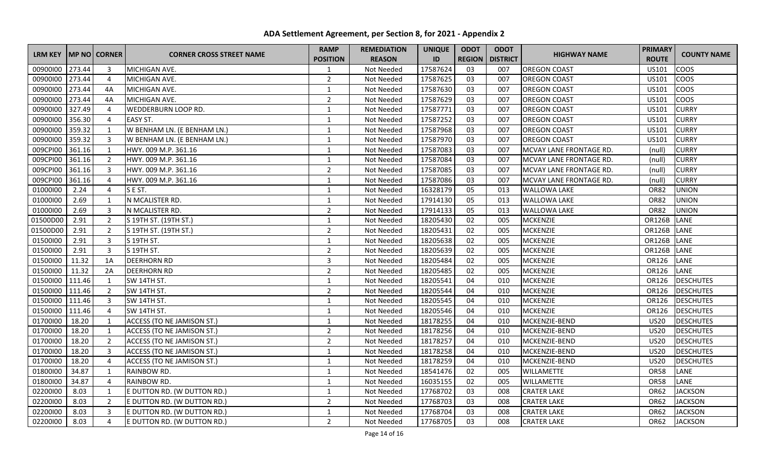# ADA Settlement Agreement, per Section 8, for 2021 - Appendix 2

| LRM KEY | MP NO | CORNER | CORNER CROSS STREET NAME | RAMP POSITION | REMEDIATION REASON | UNIQUE ID | ODOT REGION | ODOT DISTRICT | HIGHWAY NAME | PRIMARY ROUTE | COUNTY NAME |
|---|---|---|---|---|---|---|---|---|---|---|---|
| 00900I00 | 273.44 | 3 | MICHIGAN AVE. | 1 | Not Needed | 17587624 | 03 | 007 | OREGON COAST | US101 | COOS |
| 00900I00 | 273.44 | 4 | MICHIGAN AVE. | 2 | Not Needed | 17587625 | 03 | 007 | OREGON COAST | US101 | COOS |
| 00900I00 | 273.44 | 4A | MICHIGAN AVE. | 1 | Not Needed | 17587630 | 03 | 007 | OREGON COAST | US101 | COOS |
| 00900I00 | 273.44 | 4A | MICHIGAN AVE. | 2 | Not Needed | 17587629 | 03 | 007 | OREGON COAST | US101 | COOS |
| 00900I00 | 327.49 | 4 | WEDDERBURN LOOP RD. | 1 | Not Needed | 17587771 | 03 | 007 | OREGON COAST | US101 | CURRY |
| 00900I00 | 356.30 | 4 | EASY ST. | 1 | Not Needed | 17587252 | 03 | 007 | OREGON COAST | US101 | CURRY |
| 00900I00 | 359.32 | 1 | W BENHAM LN. (E BENHAM LN.) | 1 | Not Needed | 17587968 | 03 | 007 | OREGON COAST | US101 | CURRY |
| 00900I00 | 359.32 | 3 | W BENHAM LN. (E BENHAM LN.) | 1 | Not Needed | 17587970 | 03 | 007 | OREGON COAST | US101 | CURRY |
| 009CPI00 | 361.16 | 1 | HWY. 009 M.P. 361.16 | 1 | Not Needed | 17587083 | 03 | 007 | MCVAY LANE FRONTAGE RD. | (null) | CURRY |
| 009CPI00 | 361.16 | 2 | HWY. 009 M.P. 361.16 | 1 | Not Needed | 17587084 | 03 | 007 | MCVAY LANE FRONTAGE RD. | (null) | CURRY |
| 009CPI00 | 361.16 | 3 | HWY. 009 M.P. 361.16 | 2 | Not Needed | 17587085 | 03 | 007 | MCVAY LANE FRONTAGE RD. | (null) | CURRY |
| 009CPI00 | 361.16 | 4 | HWY. 009 M.P. 361.16 | 1 | Not Needed | 17587086 | 03 | 007 | MCVAY LANE FRONTAGE RD. | (null) | CURRY |
| 01000I00 | 2.24 | 4 | S E ST. | 1 | Not Needed | 16328179 | 05 | 013 | WALLOWA LAKE | OR82 | UNION |
| 01000I00 | 2.69 | 1 | N MCALISTER RD. | 1 | Not Needed | 17914130 | 05 | 013 | WALLOWA LAKE | OR82 | UNION |
| 01000I00 | 2.69 | 3 | N MCALISTER RD. | 2 | Not Needed | 17914133 | 05 | 013 | WALLOWA LAKE | OR82 | UNION |
| 01500D00 | 2.91 | 2 | S 19TH ST. (19TH ST.) | 1 | Not Needed | 18205430 | 02 | 005 | MCKENZIE | OR126B | LANE |
| 01500D00 | 2.91 | 2 | S 19TH ST. (19TH ST.) | 2 | Not Needed | 18205431 | 02 | 005 | MCKENZIE | OR126B | LANE |
| 01500I00 | 2.91 | 3 | S 19TH ST. | 1 | Not Needed | 18205638 | 02 | 005 | MCKENZIE | OR126B | LANE |
| 01500I00 | 2.91 | 3 | S 19TH ST. | 2 | Not Needed | 18205639 | 02 | 005 | MCKENZIE | OR126B | LANE |
| 01500I00 | 11.32 | 1A | DEERHORN RD | 3 | Not Needed | 18205484 | 02 | 005 | MCKENZIE | OR126 | LANE |
| 01500I00 | 11.32 | 2A | DEERHORN RD | 2 | Not Needed | 18205485 | 02 | 005 | MCKENZIE | OR126 | LANE |
| 01500I00 | 111.46 | 1 | SW 14TH ST. | 1 | Not Needed | 18205541 | 04 | 010 | MCKENZIE | OR126 | DESCHUTES |
| 01500I00 | 111.46 | 2 | SW 14TH ST. | 2 | Not Needed | 18205544 | 04 | 010 | MCKENZIE | OR126 | DESCHUTES |
| 01500I00 | 111.46 | 3 | SW 14TH ST. | 1 | Not Needed | 18205545 | 04 | 010 | MCKENZIE | OR126 | DESCHUTES |
| 01500I00 | 111.46 | 4 | SW 14TH ST. | 1 | Not Needed | 18205546 | 04 | 010 | MCKENZIE | OR126 | DESCHUTES |
| 01700I00 | 18.20 | 1 | ACCESS (TO NE JAMISON ST.) | 1 | Not Needed | 18178255 | 04 | 010 | MCKENZIE-BEND | US20 | DESCHUTES |
| 01700I00 | 18.20 | 1 | ACCESS (TO NE JAMISON ST.) | 2 | Not Needed | 18178256 | 04 | 010 | MCKENZIE-BEND | US20 | DESCHUTES |
| 01700I00 | 18.20 | 2 | ACCESS (TO NE JAMISON ST.) | 2 | Not Needed | 18178257 | 04 | 010 | MCKENZIE-BEND | US20 | DESCHUTES |
| 01700I00 | 18.20 | 3 | ACCESS (TO NE JAMISON ST.) | 1 | Not Needed | 18178258 | 04 | 010 | MCKENZIE-BEND | US20 | DESCHUTES |
| 01700I00 | 18.20 | 4 | ACCESS (TO NE JAMISON ST.) | 1 | Not Needed | 18178259 | 04 | 010 | MCKENZIE-BEND | US20 | DESCHUTES |
| 01800I00 | 34.87 | 1 | RAINBOW RD. | 1 | Not Needed | 18541476 | 02 | 005 | WILLAMETTE | OR58 | LANE |
| 01800I00 | 34.87 | 4 | RAINBOW RD. | 1 | Not Needed | 16035155 | 02 | 005 | WILLAMETTE | OR58 | LANE |
| 02200I00 | 8.03 | 1 | E DUTTON RD. (W DUTTON RD.) | 1 | Not Needed | 17768702 | 03 | 008 | CRATER LAKE | OR62 | JACKSON |
| 02200I00 | 8.03 | 2 | E DUTTON RD. (W DUTTON RD.) | 2 | Not Needed | 17768703 | 03 | 008 | CRATER LAKE | OR62 | JACKSON |
| 02200I00 | 8.03 | 3 | E DUTTON RD. (W DUTTON RD.) | 1 | Not Needed | 17768704 | 03 | 008 | CRATER LAKE | OR62 | JACKSON |
| 02200I00 | 8.03 | 4 | E DUTTON RD. (W DUTTON RD.) | 2 | Not Needed | 17768705 | 03 | 008 | CRATER LAKE | OR62 | JACKSON |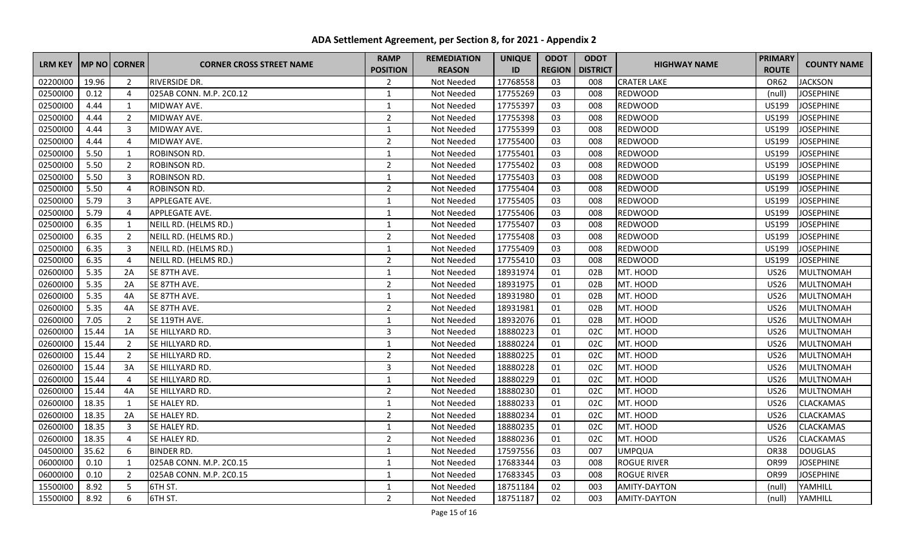# ADA Settlement Agreement, per Section 8, for 2021 - Appendix 2

| LRM KEY | MP NO | CORNER | CORNER CROSS STREET NAME | RAMP POSITION | REMEDIATION REASON | UNIQUE ID | ODOT REGION | ODOT DISTRICT | HIGHWAY NAME | PRIMARY ROUTE | COUNTY NAME |
|---|---|---|---|---|---|---|---|---|---|---|---|
| 02200I00 | 19.96 | 2 | RIVERSIDE DR. | 2 | Not Needed | 17768558 | 03 | 008 | CRATER LAKE | OR62 | JACKSON |
| 02500I00 | 0.12 | 4 | 025AB CONN. M.P. 2C0.12 | 1 | Not Needed | 17755269 | 03 | 008 | REDWOOD | (null) | JOSEPHINE |
| 02500I00 | 4.44 | 1 | MIDWAY AVE. | 1 | Not Needed | 17755397 | 03 | 008 | REDWOOD | US199 | JOSEPHINE |
| 02500I00 | 4.44 | 2 | MIDWAY AVE. | 2 | Not Needed | 17755398 | 03 | 008 | REDWOOD | US199 | JOSEPHINE |
| 02500I00 | 4.44 | 3 | MIDWAY AVE. | 1 | Not Needed | 17755399 | 03 | 008 | REDWOOD | US199 | JOSEPHINE |
| 02500I00 | 4.44 | 4 | MIDWAY AVE. | 2 | Not Needed | 17755400 | 03 | 008 | REDWOOD | US199 | JOSEPHINE |
| 02500I00 | 5.50 | 1 | ROBINSON RD. | 1 | Not Needed | 17755401 | 03 | 008 | REDWOOD | US199 | JOSEPHINE |
| 02500I00 | 5.50 | 2 | ROBINSON RD. | 2 | Not Needed | 17755402 | 03 | 008 | REDWOOD | US199 | JOSEPHINE |
| 02500I00 | 5.50 | 3 | ROBINSON RD. | 1 | Not Needed | 17755403 | 03 | 008 | REDWOOD | US199 | JOSEPHINE |
| 02500I00 | 5.50 | 4 | ROBINSON RD. | 2 | Not Needed | 17755404 | 03 | 008 | REDWOOD | US199 | JOSEPHINE |
| 02500I00 | 5.79 | 3 | APPLEGATE AVE. | 1 | Not Needed | 17755405 | 03 | 008 | REDWOOD | US199 | JOSEPHINE |
| 02500I00 | 5.79 | 4 | APPLEGATE AVE. | 1 | Not Needed | 17755406 | 03 | 008 | REDWOOD | US199 | JOSEPHINE |
| 02500I00 | 6.35 | 1 | NEILL RD. (HELMS RD.) | 1 | Not Needed | 17755407 | 03 | 008 | REDWOOD | US199 | JOSEPHINE |
| 02500I00 | 6.35 | 2 | NEILL RD. (HELMS RD.) | 2 | Not Needed | 17755408 | 03 | 008 | REDWOOD | US199 | JOSEPHINE |
| 02500I00 | 6.35 | 3 | NEILL RD. (HELMS RD.) | 1 | Not Needed | 17755409 | 03 | 008 | REDWOOD | US199 | JOSEPHINE |
| 02500I00 | 6.35 | 4 | NEILL RD. (HELMS RD.) | 2 | Not Needed | 17755410 | 03 | 008 | REDWOOD | US199 | JOSEPHINE |
| 02600I00 | 5.35 | 2A | SE 87TH AVE. | 1 | Not Needed | 18931974 | 01 | 02B | MT. HOOD | US26 | MULTNOMAH |
| 02600I00 | 5.35 | 2A | SE 87TH AVE. | 2 | Not Needed | 18931975 | 01 | 02B | MT. HOOD | US26 | MULTNOMAH |
| 02600I00 | 5.35 | 4A | SE 87TH AVE. | 1 | Not Needed | 18931980 | 01 | 02B | MT. HOOD | US26 | MULTNOMAH |
| 02600I00 | 5.35 | 4A | SE 87TH AVE. | 2 | Not Needed | 18931981 | 01 | 02B | MT. HOOD | US26 | MULTNOMAH |
| 02600I00 | 7.05 | 2 | SE 119TH AVE. | 1 | Not Needed | 18932076 | 01 | 02B | MT. HOOD | US26 | MULTNOMAH |
| 02600I00 | 15.44 | 1A | SE HILLYARD RD. | 3 | Not Needed | 18880223 | 01 | 02C | MT. HOOD | US26 | MULTNOMAH |
| 02600I00 | 15.44 | 2 | SE HILLYARD RD. | 1 | Not Needed | 18880224 | 01 | 02C | MT. HOOD | US26 | MULTNOMAH |
| 02600I00 | 15.44 | 2 | SE HILLYARD RD. | 2 | Not Needed | 18880225 | 01 | 02C | MT. HOOD | US26 | MULTNOMAH |
| 02600I00 | 15.44 | 3A | SE HILLYARD RD. | 3 | Not Needed | 18880228 | 01 | 02C | MT. HOOD | US26 | MULTNOMAH |
| 02600I00 | 15.44 | 4 | SE HILLYARD RD. | 1 | Not Needed | 18880229 | 01 | 02C | MT. HOOD | US26 | MULTNOMAH |
| 02600I00 | 15.44 | 4A | SE HILLYARD RD. | 2 | Not Needed | 18880230 | 01 | 02C | MT. HOOD | US26 | MULTNOMAH |
| 02600I00 | 18.35 | 1 | SE HALEY RD. | 1 | Not Needed | 18880233 | 01 | 02C | MT. HOOD | US26 | CLACKAMAS |
| 02600I00 | 18.35 | 2A | SE HALEY RD. | 2 | Not Needed | 18880234 | 01 | 02C | MT. HOOD | US26 | CLACKAMAS |
| 02600I00 | 18.35 | 3 | SE HALEY RD. | 1 | Not Needed | 18880235 | 01 | 02C | MT. HOOD | US26 | CLACKAMAS |
| 02600I00 | 18.35 | 4 | SE HALEY RD. | 2 | Not Needed | 18880236 | 01 | 02C | MT. HOOD | US26 | CLACKAMAS |
| 04500I00 | 35.62 | 6 | BINDER RD. | 1 | Not Needed | 17597556 | 03 | 007 | UMPQUA | OR38 | DOUGLAS |
| 06000I00 | 0.10 | 1 | 025AB CONN. M.P. 2C0.15 | 1 | Not Needed | 17683344 | 03 | 008 | ROGUE RIVER | OR99 | JOSEPHINE |
| 06000I00 | 0.10 | 2 | 025AB CONN. M.P. 2C0.15 | 1 | Not Needed | 17683345 | 03 | 008 | ROGUE RIVER | OR99 | JOSEPHINE |
| 15500I00 | 8.92 | 5 | 6TH ST. | 1 | Not Needed | 18751184 | 02 | 003 | AMITY-DAYTON | (null) | YAMHILL |
| 15500I00 | 8.92 | 6 | 6TH ST. | 2 | Not Needed | 18751187 | 02 | 003 | AMITY-DAYTON | (null) | YAMHILL |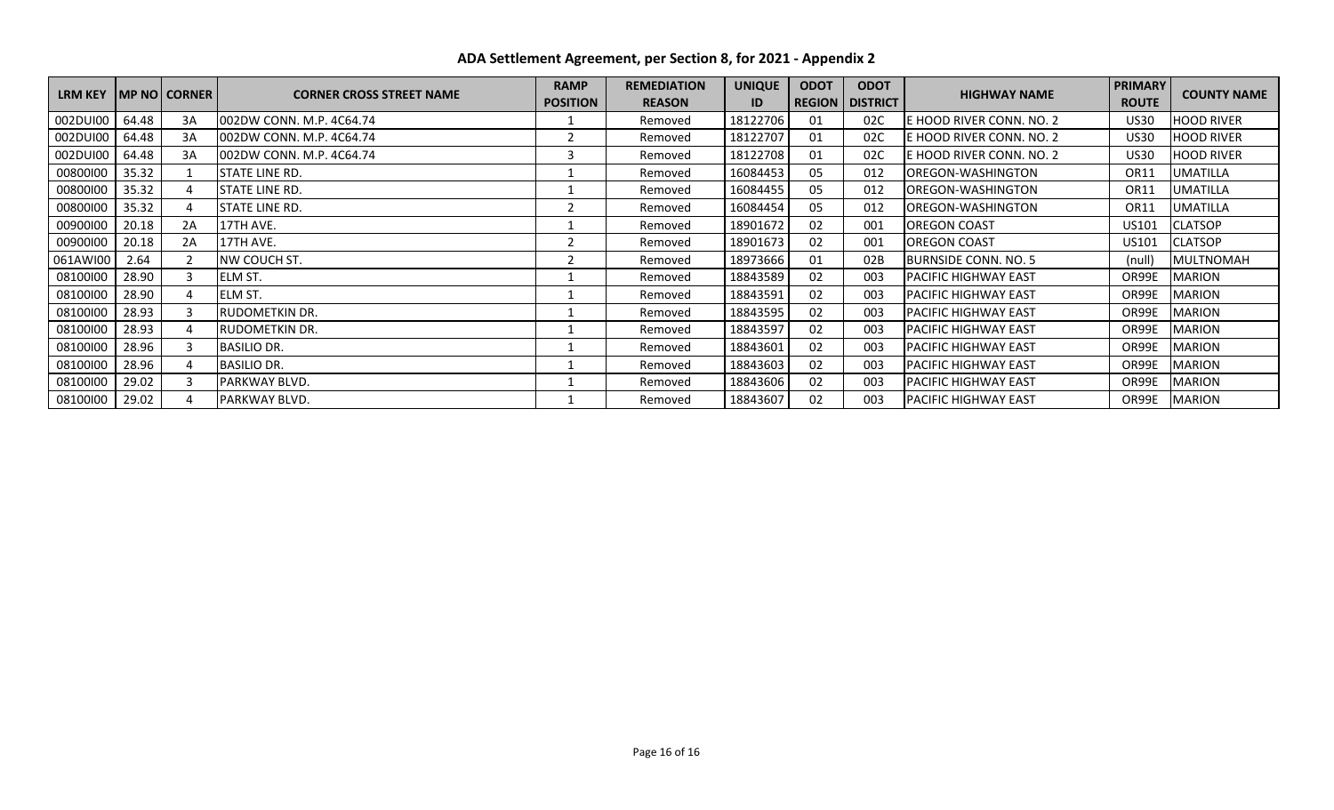**ADA Settlement Agreement, per Section 8, for 2021 - Appendix 2**

| LRM KEY | MP NO | CORNER | CORNER CROSS STREET NAME | RAMP POSITION | REMEDIATION REASON | UNIQUE ID | ODOT REGION | ODOT DISTRICT | HIGHWAY NAME | PRIMARY ROUTE | COUNTY NAME |
|---|---|---|---|---|---|---|---|---|---|---|---|
| 002DUI00 | 64.48 | 3A | 002DW CONN. M.P. 4C64.74 | 1 | Removed | 18122706 | 01 | 02C | E HOOD RIVER CONN. NO. 2 | US30 | HOOD RIVER |
| 002DUI00 | 64.48 | 3A | 002DW CONN. M.P. 4C64.74 | 2 | Removed | 18122707 | 01 | 02C | E HOOD RIVER CONN. NO. 2 | US30 | HOOD RIVER |
| 002DUI00 | 64.48 | 3A | 002DW CONN. M.P. 4C64.74 | 3 | Removed | 18122708 | 01 | 02C | E HOOD RIVER CONN. NO. 2 | US30 | HOOD RIVER |
| 00800I00 | 35.32 | 1 | STATE LINE RD. | 1 | Removed | 16084453 | 05 | 012 | OREGON-WASHINGTON | OR11 | UMATILLA |
| 00800I00 | 35.32 | 4 | STATE LINE RD. | 1 | Removed | 16084455 | 05 | 012 | OREGON-WASHINGTON | OR11 | UMATILLA |
| 00800I00 | 35.32 | 4 | STATE LINE RD. | 2 | Removed | 16084454 | 05 | 012 | OREGON-WASHINGTON | OR11 | UMATILLA |
| 00900I00 | 20.18 | 2A | 17TH AVE. | 1 | Removed | 18901672 | 02 | 001 | OREGON COAST | US101 | CLATSOP |
| 00900I00 | 20.18 | 2A | 17TH AVE. | 2 | Removed | 18901673 | 02 | 001 | OREGON COAST | US101 | CLATSOP |
| 061AWI00 | 2.64 | 2 | NW COUCH ST. | 2 | Removed | 18973666 | 01 | 02B | BURNSIDE CONN. NO. 5 | (null) | MULTNOMAH |
| 08100I00 | 28.90 | 3 | ELM ST. | 1 | Removed | 18843589 | 02 | 003 | PACIFIC HIGHWAY EAST | OR99E | MARION |
| 08100I00 | 28.90 | 4 | ELM ST. | 1 | Removed | 18843591 | 02 | 003 | PACIFIC HIGHWAY EAST | OR99E | MARION |
| 08100I00 | 28.93 | 3 | RUDOMETKIN DR. | 1 | Removed | 18843595 | 02 | 003 | PACIFIC HIGHWAY EAST | OR99E | MARION |
| 08100I00 | 28.93 | 4 | RUDOMETKIN DR. | 1 | Removed | 18843597 | 02 | 003 | PACIFIC HIGHWAY EAST | OR99E | MARION |
| 08100I00 | 28.96 | 3 | BASILIO DR. | 1 | Removed | 18843601 | 02 | 003 | PACIFIC HIGHWAY EAST | OR99E | MARION |
| 08100I00 | 28.96 | 4 | BASILIO DR. | 1 | Removed | 18843603 | 02 | 003 | PACIFIC HIGHWAY EAST | OR99E | MARION |
| 08100I00 | 29.02 | 3 | PARKWAY BLVD. | 1 | Removed | 18843606 | 02 | 003 | PACIFIC HIGHWAY EAST | OR99E | MARION |
| 08100I00 | 29.02 | 4 | PARKWAY BLVD. | 1 | Removed | 18843607 | 02 | 003 | PACIFIC HIGHWAY EAST | OR99E | MARION |